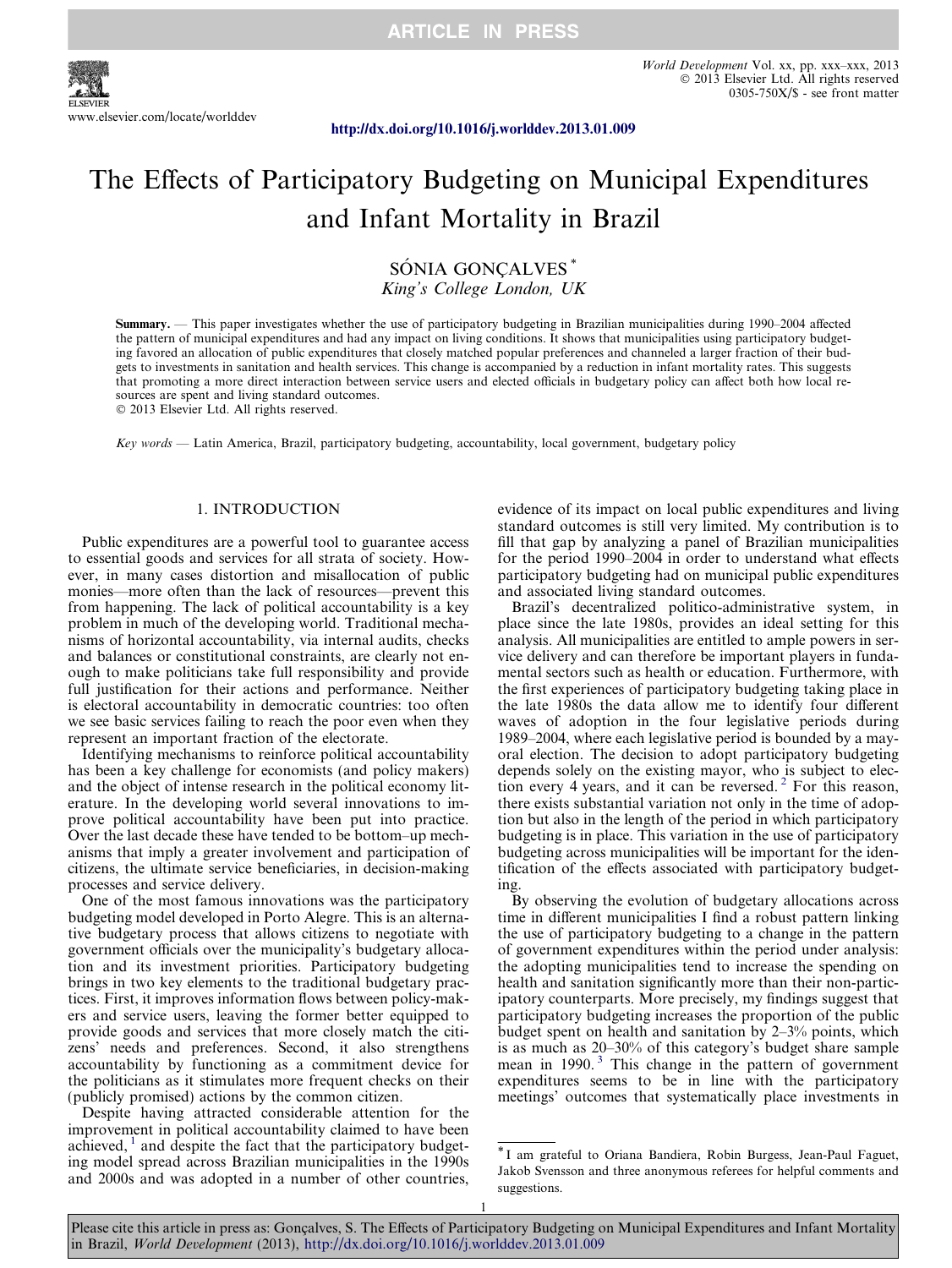# The Effects of Participatory Budgeting on Municipal Expenditures and Infant Mortality in Brazil

SÓNIA GONÇALVES *

*King's College London, UK*

**Summary.** — This paper investigates whether the use of participatory budgeting in Brazilian municipalities during 1990–2004 affected the pattern of municipal expenditures and had any impact on living conditions. It shows that municipalities using participatory budgeting favored an allocation of public expenditures that closely matched popular preferences and channeled a larger fraction of their budgets to investments in sanitation and health services. This change is accompanied by a reduction in infant mortality rates. This suggests that promoting a more direct interaction between service users and elected officials in budgetary policy can affect both how local resources are spent and living standard outcomes.

© 2013 Elsevier Ltd. All rights reserved.

*Key words* — Latin America, Brazil, participatory budgeting, accountability, local government, budgetary policy

## 1. INTRODUCTION

Public expenditures are a powerful tool to guarantee access to essential goods and services for all strata of society. However, in many cases distortion and misallocation of public monies—more often than the lack of resources—prevent this from happening. The lack of political accountability is a key problem in much of the developing world. Traditional mechanisms of horizontal accountability, via internal audits, checks and balances or constitutional constraints, are clearly not enough to make politicians take full responsibility and provide full justification for their actions and performance. Neither is electoral accountability in democratic countries: too often we see basic services failing to reach the poor even when they represent an important fraction of the electorate.

Identifying mechanisms to reinforce political accountability has been a key challenge for economists (and policy makers) and the object of intense research in the political economy literature. In the developing world several innovations to improve political accountability have been put into practice. Over the last decade these have tended to be bottom–up mechanisms that imply a greater involvement and participation of citizens, the ultimate service beneficiaries, in decision-making processes and service delivery.

One of the most famous innovations was the participatory budgeting model developed in Porto Alegre. This is an alternative budgetary process that allows citizens to negotiate with government officials over the municipality's budgetary allocation and its investment priorities. Participatory budgeting brings in two key elements to the traditional budgetary practices. First, it improves information flows between policy-makers and service users, leaving the former better equipped to provide goods and services that more closely match the citizens' needs and preferences. Second, it also strengthens accountability by functioning as a commitment device for the politicians as it stimulates more frequent checks on their (publicly promised) actions by the common citizen.

Despite having attracted considerable attention for the improvement in political accountability claimed to have been achieved,[1] and despite the fact that the participatory budgeting model spread across Brazilian municipalities in the 1990s and 2000s and was adopted in a number of other countries, evidence of its impact on local public expenditures and living standard outcomes is still very limited. My contribution is to fill that gap by analyzing a panel of Brazilian municipalities for the period 1990–2004 in order to understand what effects participatory budgeting had on municipal public expenditures and associated living standard outcomes.

Brazil's decentralized politico-administrative system, in place since the late 1980s, provides an ideal setting for this analysis. All municipalities are entitled to ample powers in service delivery and can therefore be important players in fundamental sectors such as health or education. Furthermore, with the first experiences of participatory budgeting taking place in the late 1980s the data allow me to identify four different waves of adoption in the four legislative periods during 1989–2004, where each legislative period is bounded by a mayoral election. The decision to adopt participatory budgeting depends solely on the existing mayor, who is subject to election every 4 years, and it can be reversed.[2] For this reason, there exists substantial variation not only in the time of adoption but also in the length of the period in which participatory budgeting is in place. This variation in the use of participatory budgeting across municipalities will be important for the identification of the effects associated with participatory budgeting.

By observing the evolution of budgetary allocations across time in different municipalities I find a robust pattern linking the use of participatory budgeting to a change in the pattern of government expenditures within the period under analysis: the adopting municipalities tend to increase the spending on health and sanitation significantly more than their non-participatory counterparts. More precisely, my findings suggest that participatory budgeting increases the proportion of the public budget spent on health and sanitation by 2–3% points, which is as much as 20–30% of this category's budget share sample mean in 1990.[3] This change in the pattern of government expenditures seems to be in line with the participatory meetings' outcomes that systematically place investments in

---

* I am grateful to Oriana Bandiera, Robin Burgess, Jean-Paul Faguet, Jakob Svensson and three anonymous referees for helpful comments and suggestions.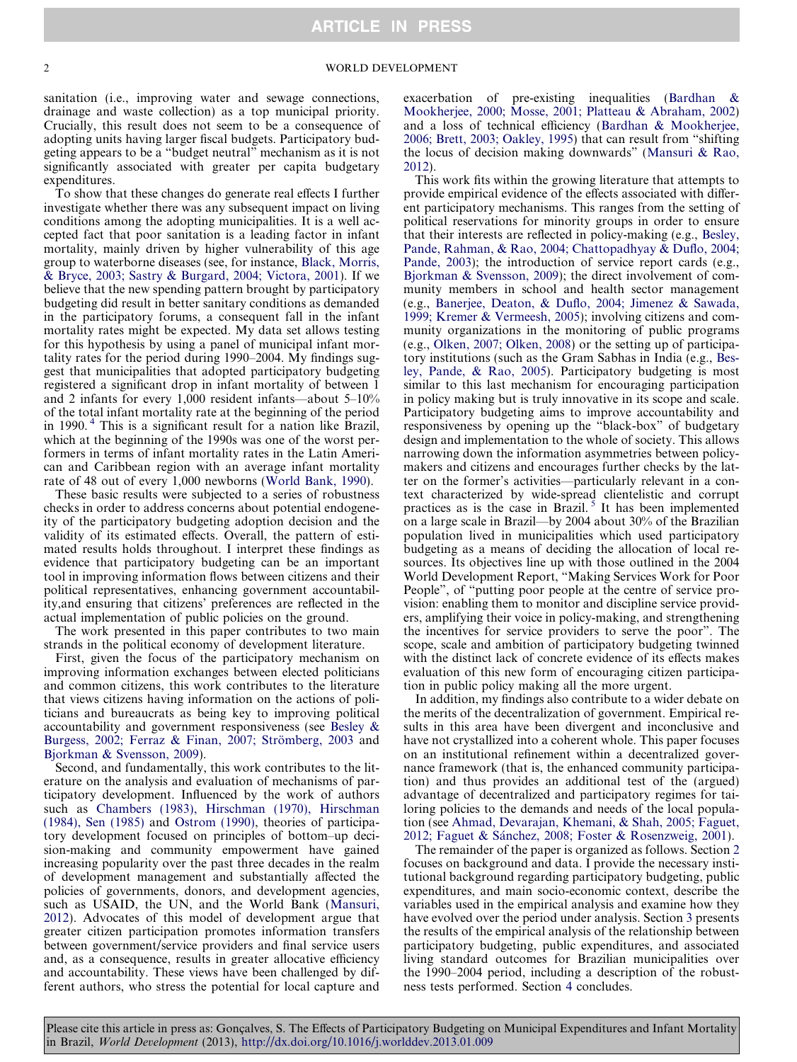sanitation (i.e., improving water and sewage connections, drainage and waste collection) as a top municipal priority. Crucially, this result does not seem to be a consequence of adopting units having larger fiscal budgets. Participatory budgeting appears to be a "budget neutral" mechanism as it is not significantly associated with greater per capita budgetary expenditures.

To show that these changes do generate real effects I further investigate whether there was any subsequent impact on living conditions among the adopting municipalities. It is a well accepted fact that poor sanitation is a leading factor in infant mortality, mainly driven by higher vulnerability of this age group to waterborne diseases (see, for instance, Black, Morris, & Bryce, 2003; Sastry & Burgard, 2004; Victora, 2001). If we believe that the new spending pattern brought by participatory budgeting did result in better sanitary conditions as demanded in the participatory forums, a consequent fall in the infant mortality rates might be expected. My data set allows testing for this hypothesis by using a panel of municipal infant mortality rates for the period during 1990–2004. My findings suggest that municipalities that adopted participatory budgeting registered a significant drop in infant mortality of between 1 and 2 infants for every 1,000 resident infants—about 5–10% of the total infant mortality rate at the beginning of the period in 1990.[4] This is a significant result for a nation like Brazil, which at the beginning of the 1990s was one of the worst performers in terms of infant mortality rates in the Latin American and Caribbean region with an average infant mortality rate of 48 out of every 1,000 newborns (World Bank, 1990).

These basic results were subjected to a series of robustness checks in order to address concerns about potential endogeneity of the participatory budgeting adoption decision and the validity of its estimated effects. Overall, the pattern of estimated results holds throughout. I interpret these findings as evidence that participatory budgeting can be an important tool in improving information flows between citizens and their political representatives, enhancing government accountability,and ensuring that citizens' preferences are reflected in the actual implementation of public policies on the ground.

The work presented in this paper contributes to two main strands in the political economy of development literature.

First, given the focus of the participatory mechanism on improving information exchanges between elected politicians and common citizens, this work contributes to the literature that views citizens having information on the actions of politicians and bureaucrats as being key to improving political accountability and government responsiveness (see Besley & Burgess, 2002; Ferraz & Finan, 2007; Strömberg, 2003 and Bjorkman & Svensson, 2009).

Second, and fundamentally, this work contributes to the literature on the analysis and evaluation of mechanisms of participatory development. Influenced by the work of authors such as Chambers (1983), Hirschman (1970), Hirschman (1984), Sen (1985) and Ostrom (1990), theories of participatory development focused on principles of bottom–up decision-making and community empowerment have gained increasing popularity over the past three decades in the realm of development management and substantially affected the policies of governments, donors, and development agencies, such as USAID, the UN, and the World Bank (Mansuri, 2012). Advocates of this model of development argue that greater citizen participation promotes information transfers between government/service providers and final service users and, as a consequence, results in greater allocative efficiency and accountability. These views have been challenged by different authors, who stress the potential for local capture and exacerbation of pre-existing inequalities (Bardhan & Mookherjee, 2000; Mosse, 2001; Platteau & Abraham, 2002) and a loss of technical efficiency (Bardhan & Mookherjee, 2006; Brett, 2003; Oakley, 1995) that can result from "shifting the locus of decision making downwards" (Mansuri & Rao, 2012).

This work fits within the growing literature that attempts to provide empirical evidence of the effects associated with different participatory mechanisms. This ranges from the setting of political reservations for minority groups in order to ensure that their interests are reflected in policy-making (e.g., Besley, Pande, Rahman, & Rao, 2004; Chattopadhyay & Duflo, 2004; Pande, 2003); the introduction of service report cards (e.g., Bjorkman & Svensson, 2009); the direct involvement of community members in school and health sector management (e.g., Banerjee, Deaton, & Duflo, 2004; Jimenez & Sawada, 1999; Kremer & Vermeesh, 2005); involving citizens and community organizations in the monitoring of public programs (e.g., Olken, 2007; Olken, 2008) or the setting up of participatory institutions (such as the Gram Sabhas in India (e.g., Besley, Pande, & Rao, 2005). Participatory budgeting is most similar to this last mechanism for encouraging participation in policy making but is truly innovative in its scope and scale. Participatory budgeting aims to improve accountability and responsiveness by opening up the "black-box" of budgetary design and implementation to the whole of society. This allows narrowing down the information asymmetries between policymakers and citizens and encourages further checks by the latter on the former's activities—particularly relevant in a context characterized by wide-spread clientelistic and corrupt practices as is the case in Brazil.[5] It has been implemented on a large scale in Brazil—by 2004 about 30% of the Brazilian population lived in municipalities which used participatory budgeting as a means of deciding the allocation of local resources. Its objectives line up with those outlined in the 2004 World Development Report, "Making Services Work for Poor People", of "putting poor people at the centre of service provision: enabling them to monitor and discipline service providers, amplifying their voice in policy-making, and strengthening the incentives for service providers to serve the poor". The scope, scale and ambition of participatory budgeting twinned with the distinct lack of concrete evidence of its effects makes evaluation of this new form of encouraging citizen participation in public policy making all the more urgent.

In addition, my findings also contribute to a wider debate on the merits of the decentralization of government. Empirical results in this area have been divergent and inconclusive and have not crystallized into a coherent whole. This paper focuses on an institutional refinement within a decentralized governance framework (that is, the enhanced community participation) and thus provides an additional test of the (argued) advantage of decentralized and participatory regimes for tailoring policies to the demands and needs of the local population (see Ahmad, Devarajan, Khemani, & Shah, 2005; Faguet, 2012; Faguet & Sánchez, 2008; Foster & Rosenzweig, 2001).

The remainder of the paper is organized as follows. Section 2 focuses on background and data. I provide the necessary institutional background regarding participatory budgeting, public expenditures, and main socio-economic context, describe the variables used in the empirical analysis and examine how they have evolved over the period under analysis. Section 3 presents the results of the empirical analysis of the relationship between participatory budgeting, public expenditures, and associated living standard outcomes for Brazilian municipalities over the 1990–2004 period, including a description of the robustness tests performed. Section 4 concludes.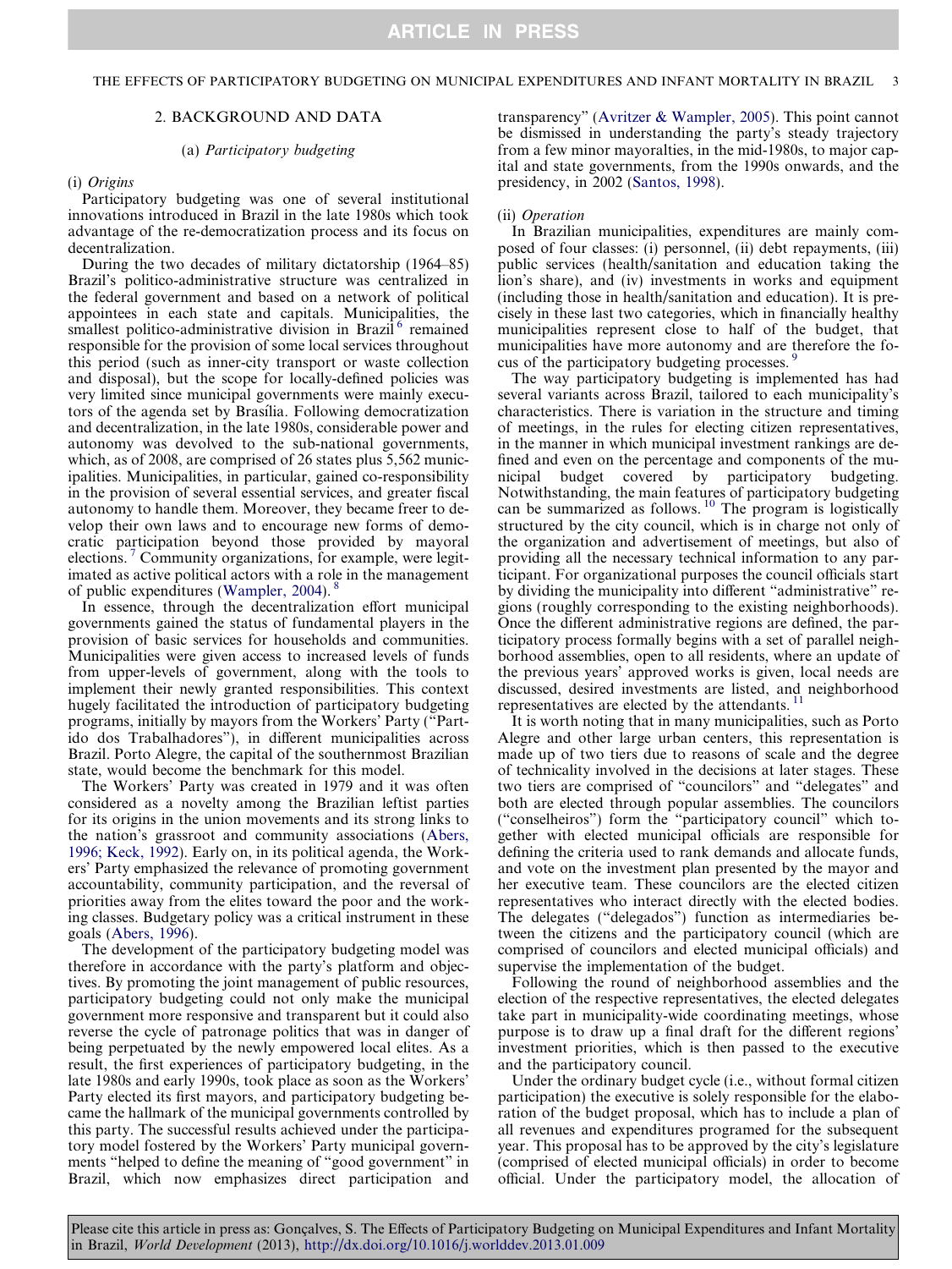## 2. BACKGROUND AND DATA

### (a) *Participatory budgeting*

#### (i) *Origins*

Participatory budgeting was one of several institutional innovations introduced in Brazil in the late 1980s which took advantage of the re-democratization process and its focus on decentralization.

During the two decades of military dictatorship (1964–85) Brazil's politico-administrative structure was centralized in the federal government and based on a network of political appointees in each state and capitals. Municipalities, the smallest politico-administrative division in Brazil [6] remained responsible for the provision of some local services throughout this period (such as inner-city transport or waste collection and disposal), but the scope for locally-defined policies was very limited since municipal governments were mainly executors of the agenda set by Brasília. Following democratization and decentralization, in the late 1980s, considerable power and autonomy was devolved to the sub-national governments, which, as of 2008, are comprised of 26 states plus 5,562 municipalities. Municipalities, in particular, gained co-responsibility in the provision of several essential services, and greater fiscal autonomy to handle them. Moreover, they became freer to develop their own laws and to encourage new forms of democratic participation beyond those provided by mayoral elections. [7] Community organizations, for example, were legitimated as active political actors with a role in the management of public expenditures (Wampler, 2004). [8]

In essence, through the decentralization effort municipal governments gained the status of fundamental players in the provision of basic services for households and communities. Municipalities were given access to increased levels of funds from upper-levels of government, along with the tools to implement their newly granted responsibilities. This context hugely facilitated the introduction of participatory budgeting programs, initially by mayors from the Workers' Party ("Partido dos Trabalhadores"), in different municipalities across Brazil. Porto Alegre, the capital of the southernmost Brazilian state, would become the benchmark for this model.

The Workers' Party was created in 1979 and it was often considered as a novelty among the Brazilian leftist parties for its origins in the union movements and its strong links to the nation's grassroot and community associations (Abers, 1996; Keck, 1992). Early on, in its political agenda, the Workers' Party emphasized the relevance of promoting government accountability, community participation, and the reversal of priorities away from the elites toward the poor and the working classes. Budgetary policy was a critical instrument in these goals (Abers, 1996).

The development of the participatory budgeting model was therefore in accordance with the party's platform and objectives. By promoting the joint management of public resources, participatory budgeting could not only make the municipal government more responsive and transparent but it could also reverse the cycle of patronage politics that was in danger of being perpetuated by the newly empowered local elites. As a result, the first experiences of participatory budgeting, in the late 1980s and early 1990s, took place as soon as the Workers' Party elected its first mayors, and participatory budgeting became the hallmark of the municipal governments controlled by this party. The successful results achieved under the participatory model fostered by the Workers' Party municipal governments "helped to define the meaning of "good government" in Brazil, which now emphasizes direct participation and transparency" (Avritzer & Wampler, 2005). This point cannot be dismissed in understanding the party's steady trajectory from a few minor mayoralties, in the mid-1980s, to major capital and state governments, from the 1990s onwards, and the presidency, in 2002 (Santos, 1998).

#### (ii) *Operation*

In Brazilian municipalities, expenditures are mainly composed of four classes: (i) personnel, (ii) debt repayments, (iii) public services (health/sanitation and education taking the lion's share), and (iv) investments in works and equipment (including those in health/sanitation and education). It is precisely in these last two categories, which in financially healthy municipalities represent close to half of the budget, that municipalities have more autonomy and are therefore the focus of the participatory budgeting processes. [9]

The way participatory budgeting is implemented has had several variants across Brazil, tailored to each municipality's characteristics. There is variation in the structure and timing of meetings, in the rules for electing citizen representatives, in the manner in which municipal investment rankings are defined and even on the percentage and components of the municipal budget covered by participatory budgeting. Notwithstanding, the main features of participatory budgeting can be summarized as follows. [10] The program is logistically structured by the city council, which is in charge not only of the organization and advertisement of meetings, but also of providing all the necessary technical information to any participant. For organizational purposes the council officials start by dividing the municipality into different "administrative" regions (roughly corresponding to the existing neighborhoods). Once the different administrative regions are defined, the participatory process formally begins with a set of parallel neighborhood assemblies, open to all residents, where an update of the previous years' approved works is given, local needs are discussed, desired investments are listed, and neighborhood representatives are elected by the attendants. [11]

It is worth noting that in many municipalities, such as Porto Alegre and other large urban centers, this representation is made up of two tiers due to reasons of scale and the degree of technicality involved in the decisions at later stages. These two tiers are comprised of "councilors" and "delegates" and both are elected through popular assemblies. The councilors ("conselheiros") form the "participatory council" which together with elected municipal officials are responsible for defining the criteria used to rank demands and allocate funds, and vote on the investment plan presented by the mayor and her executive team. These councilors are the elected citizen representatives who interact directly with the elected bodies. The delegates ("delegados") function as intermediaries between the citizens and the participatory council (which are comprised of councilors and elected municipal officials) and supervise the implementation of the budget.

Following the round of neighborhood assemblies and the election of the respective representatives, the elected delegates take part in municipality-wide coordinating meetings, whose purpose is to draw up a final draft for the different regions' investment priorities, which is then passed to the executive and the participatory council.

Under the ordinary budget cycle (i.e., without formal citizen participation) the executive is solely responsible for the elaboration of the budget proposal, which has to include a plan of all revenues and expenditures programed for the subsequent year. This proposal has to be approved by the city's legislature (comprised of elected municipal officials) in order to become official. Under the participatory model, the allocation of

Please cite this article in press as: Gonçalves, S. The Effects of Participatory Budgeting on Municipal Expenditures and Infant Mortality in Brazil, *World Development* (2013), http://dx.doi.org/10.1016/j.worlddev.2013.01.009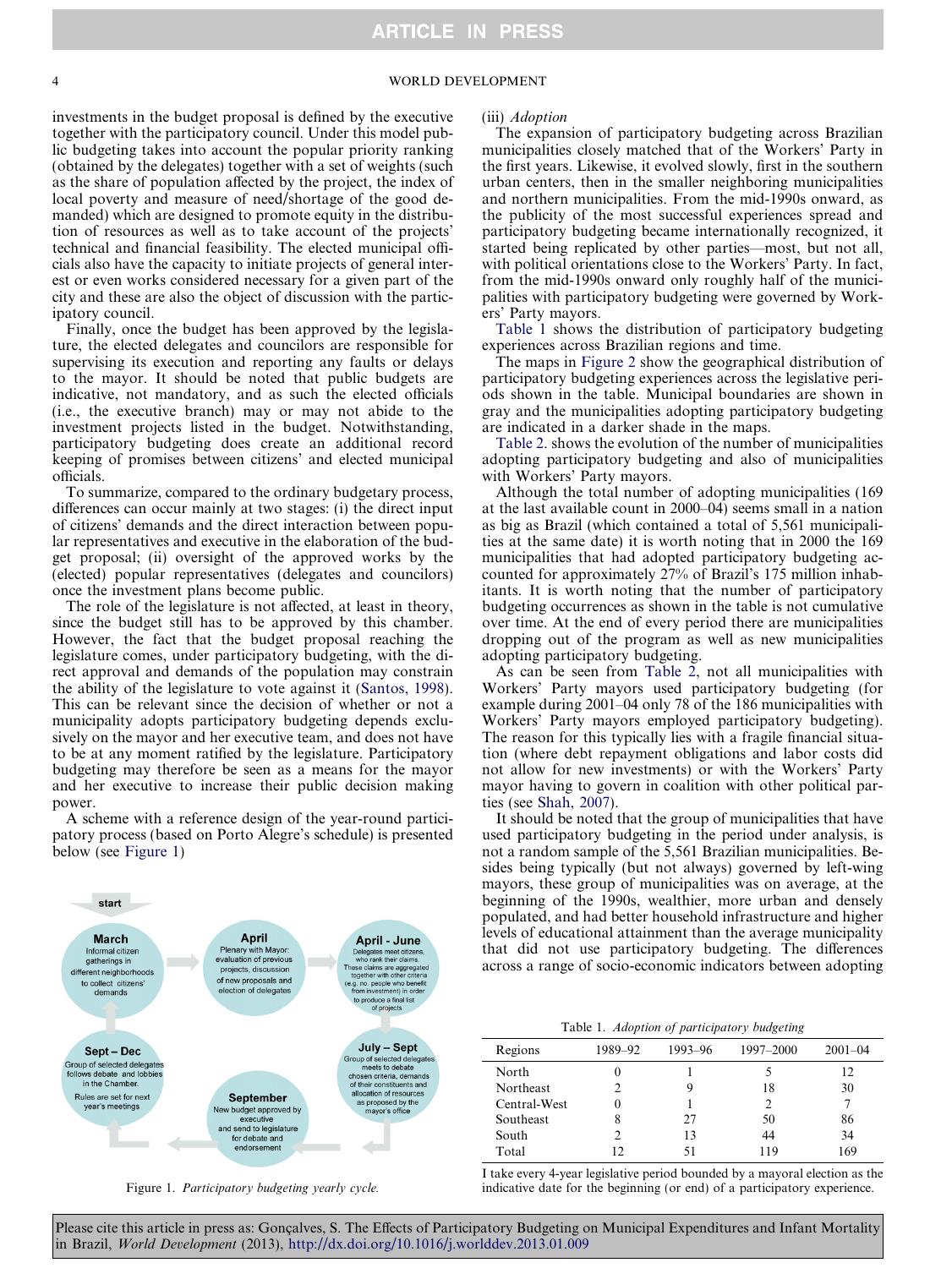investments in the budget proposal is defined by the executive together with the participatory council. Under this model public budgeting takes into account the popular priority ranking (obtained by the delegates) together with a set of weights (such as the share of population affected by the project, the index of local poverty and measure of need/shortage of the good demanded) which are designed to promote equity in the distribution of resources as well as to take account of the projects' technical and financial feasibility. The elected municipal officials also have the capacity to initiate projects of general interest or even works considered necessary for a given part of the city and these are also the object of discussion with the participatory council.

Finally, once the budget has been approved by the legislature, the elected delegates and councilors are responsible for supervising its execution and reporting any faults or delays to the mayor. It should be noted that public budgets are indicative, not mandatory, and as such the elected officials (i.e., the executive branch) may or may not abide to the investment projects listed in the budget. Notwithstanding, participatory budgeting does create an additional record keeping of promises between citizens' and elected municipal officials.

To summarize, compared to the ordinary budgetary process, differences can occur mainly at two stages: (i) the direct input of citizens' demands and the direct interaction between popular representatives and executive in the elaboration of the budget proposal; (ii) oversight of the approved works by the (elected) popular representatives (delegates and councilors) once the investment plans become public.

The role of the legislature is not affected, at least in theory, since the budget still has to be approved by this chamber. However, the fact that the budget proposal reaching the legislature comes, under participatory budgeting, with the direct approval and demands of the population may constrain the ability of the legislature to vote against it (Santos, 1998). This can be relevant since the decision of whether or not a municipality adopts participatory budgeting depends exclusively on the mayor and her executive team, and does not have to be at any moment ratified by the legislature. Participatory budgeting may therefore be seen as a means for the mayor and her executive to increase their public decision making power.

A scheme with a reference design of the year-round participatory process (based on Porto Alegre's schedule) is presented below (see Figure 1)

start

**March**
Informal citizen gatherings in different neighborhoods to collect citizens' demands

**April**
Plenary with Mayor: evaluation of previous projects, discussion of new proposals and election of delegates

**April - June**
Delegates meet citizens, who rank their claims. These claims are aggregated together with other criteria (e.g. no. people who benefit from investment) in order to produce a final list of projects

**July – Sept**
Group of selected delegates meets to debate chosen criteria, demands of their constituents and allocation of resources as proposed by the mayor's office

**September**
New budget approved by executive and send to legislature for debate and endorsement

**Sept – Dec**
Group of selected delegates follows debate and lobbies in the Chamber.
Rules are set for next year's meetings

Figure 1. *Participatory budgeting yearly cycle.*

(iii) *Adoption*

The expansion of participatory budgeting across Brazilian municipalities closely matched that of the Workers' Party in the first years. Likewise, it evolved slowly, first in the southern urban centers, then in the smaller neighboring municipalities and northern municipalities. From the mid-1990s onward, as the publicity of the most successful experiences spread and participatory budgeting became internationally recognized, it started being replicated by other parties—most, but not all, with political orientations close to the Workers' Party. In fact, from the mid-1990s onward only roughly half of the municipalities with participatory budgeting were governed by Workers' Party mayors.

Table 1 shows the distribution of participatory budgeting experiences across Brazilian regions and time.

The maps in Figure 2 show the geographical distribution of participatory budgeting experiences across the legislative periods shown in the table. Municipal boundaries are shown in gray and the municipalities adopting participatory budgeting are indicated in a darker shade in the maps.

Table 2. shows the evolution of the number of municipalities adopting participatory budgeting and also of municipalities with Workers' Party mayors.

Although the total number of adopting municipalities (169 at the last available count in 2000–04) seems small in a nation as big as Brazil (which contained a total of 5,561 municipalities at the same date) it is worth noting that in 2000 the 169 municipalities that had adopted participatory budgeting accounted for approximately 27% of Brazil's 175 million inhabitants. It is worth noting that the number of participatory budgeting occurrences as shown in the table is not cumulative over time. At the end of every period there are municipalities dropping out of the program as well as new municipalities adopting participatory budgeting.

As can be seen from Table 2, not all municipalities with Workers' Party mayors used participatory budgeting (for example during 2001–04 only 78 of the 186 municipalities with Workers' Party mayors employed participatory budgeting). The reason for this typically lies with a fragile financial situation (where debt repayment obligations and labor costs did not allow for new investments) or with the Workers' Party mayor having to govern in coalition with other political parties (see Shah, 2007).

It should be noted that the group of municipalities that have used participatory budgeting in the period under analysis, is not a random sample of the 5,561 Brazilian municipalities. Besides being typically (but not always) governed by left-wing mayors, these group of municipalities was on average, at the beginning of the 1990s, wealthier, more urban and densely populated, and had better household infrastructure and higher levels of educational attainment than the average municipality that did not use participatory budgeting. The differences across a range of socio-economic indicators between adopting

Table 1. *Adoption of participatory budgeting*

| Regions | 1989–92 | 1993–96 | 1997–2000 | 2001–04 |
|---|---|---|---|---|
| North | 0 | 1 | 5 | 12 |
| Northeast | 2 | 9 | 18 | 30 |
| Central-West | 0 | 1 | 2 | 7 |
| Southeast | 8 | 27 | 50 | 86 |
| South | 2 | 13 | 44 | 34 |
| Total | 12 | 51 | 119 | 169 |

I take every 4-year legislative period bounded by a mayoral election as the indicative date for the beginning (or end) of a participatory experience.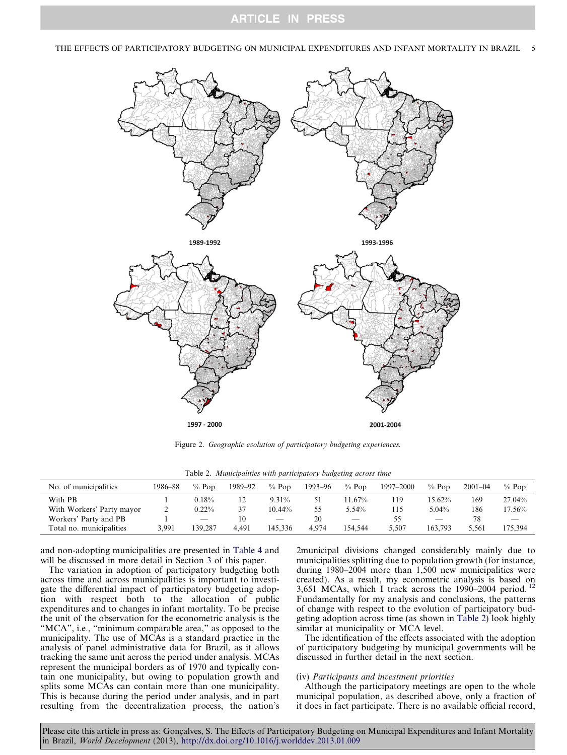Figure 2. *Geographic evolution of participatory budgeting experiences.*

Table 2. *Municipalities with participatory budgeting across time*

| No. of municipalities | 1986–88 | % Pop | 1989–92 | % Pop | 1993–96 | % Pop | 1997–2000 | % Pop | 2001–04 | % Pop |
|---|---|---|---|---|---|---|---|---|---|---|
| With PB | 1 | 0.18% | 12 | 9.31% | 51 | 11.67% | 119 | 15.62% | 169 | 27.04% |
| With Workers' Party mayor | 2 | 0.22% | 37 | 10.44% | 55 | 5.54% | 115 | 5.04% | 186 | 17.56% |
| Workers' Party and PB | 1 | — | 10 | — | 20 | — | 55 | — | 78 | — |
| Total no. municipalities | 3,991 | 139,287 | 4,491 | 145,336 | 4,974 | 154,544 | 5,507 | 163,793 | 5,561 | 175,394 |

and non-adopting municipalities are presented in Table 4 and will be discussed in more detail in Section 3 of this paper.

The variation in adoption of participatory budgeting both across time and across municipalities is important to investigate the differential impact of participatory budgeting adoption with respect both to the allocation of public expenditures and to changes in infant mortality. To be precise the unit of the observation for the econometric analysis is the "MCA", i.e., "minimum comparable area," as opposed to the municipality. The use of MCAs is a standard practice in the analysis of panel administrative data for Brazil, as it allows tracking the same unit across the period under analysis. MCAs represent the municipal borders as of 1970 and typically contain one municipality, but owing to population growth and splits some MCAs can contain more than one municipality. This is because during the period under analysis, and in part resulting from the decentralization process, the nation's 2municipal divisions changed considerably mainly due to municipalities splitting due to population growth (for instance, during 1980–2004 more than 1,500 new municipalities were created). As a result, my econometric analysis is based on 3,651 MCAs, which I track across the 1990–2004 period.[12] Fundamentally for my analysis and conclusions, the patterns of change with respect to the evolution of participatory budgeting adoption across time (as shown in Table 2) look highly similar at municipality or MCA level.

The identification of the effects associated with the adoption of participatory budgeting by municipal governments will be discussed in further detail in the next section.

(iv) *Participants and investment priorities*

Although the participatory meetings are open to the whole municipal population, as described above, only a fraction of it does in fact participate. There is no available official record,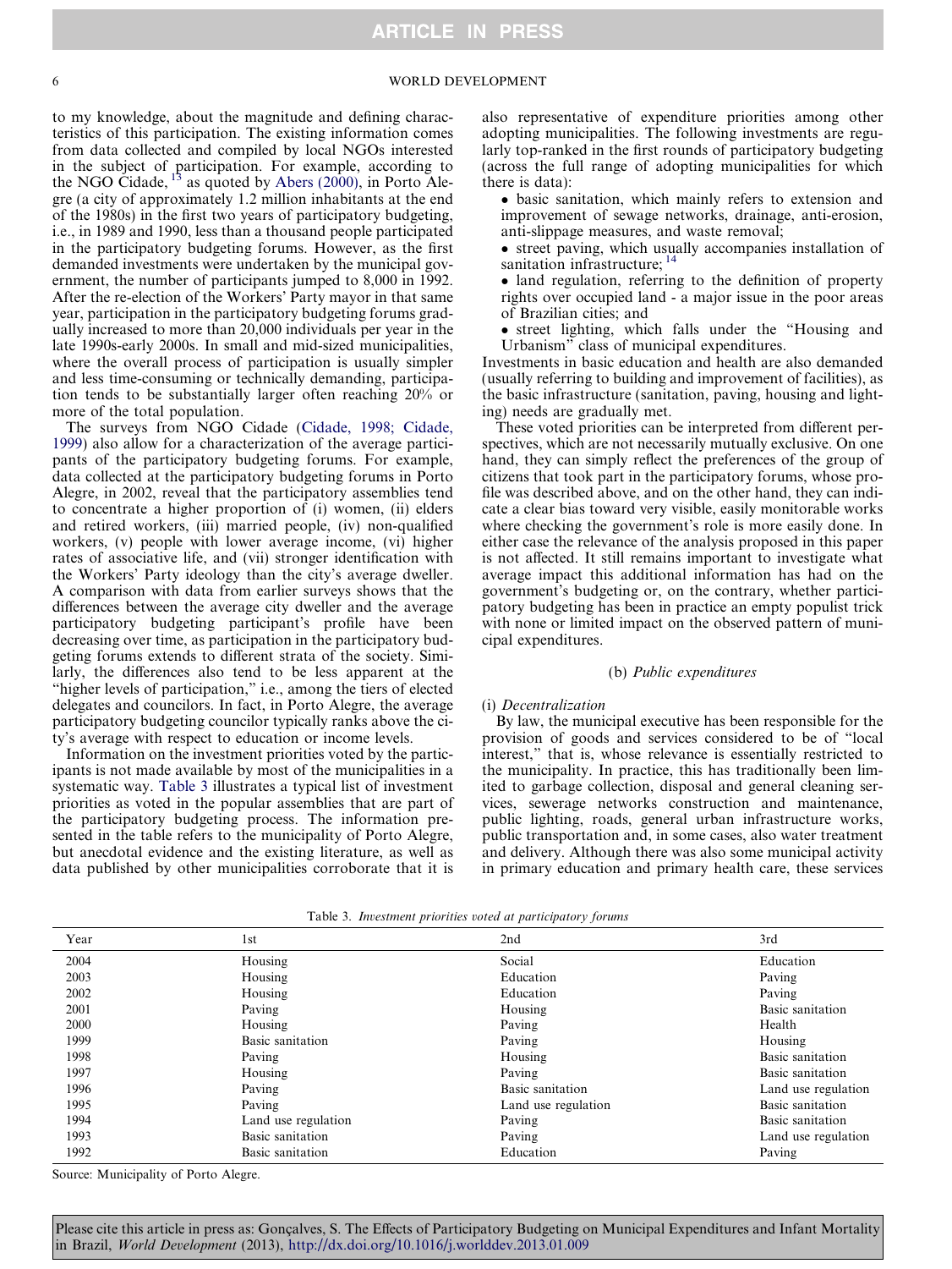to my knowledge, about the magnitude and defining characteristics of this participation. The existing information comes from data collected and compiled by local NGOs interested in the subject of participation. For example, according to the NGO Cidade, [13] as quoted by Abers (2000), in Porto Alegre (a city of approximately 1.2 million inhabitants at the end of the 1980s) in the first two years of participatory budgeting, i.e., in 1989 and 1990, less than a thousand people participated in the participatory budgeting forums. However, as the first demanded investments were undertaken by the municipal government, the number of participants jumped to 8,000 in 1992. After the re-election of the Workers' Party mayor in that same year, participation in the participatory budgeting forums gradually increased to more than 20,000 individuals per year in the late 1990s-early 2000s. In small and mid-sized municipalities, where the overall process of participation is usually simpler and less time-consuming or technically demanding, participation tends to be substantially larger often reaching 20% or more of the total population.

The surveys from NGO Cidade (Cidade, 1998; Cidade, 1999) also allow for a characterization of the average participants of the participatory budgeting forums. For example, data collected at the participatory budgeting forums in Porto Alegre, in 2002, reveal that the participatory assemblies tend to concentrate a higher proportion of (i) women, (ii) elders and retired workers, (iii) married people, (iv) non-qualified workers, (v) people with lower average income, (vi) higher rates of associative life, and (vii) stronger identification with the Workers' Party ideology than the city's average dweller. A comparison with data from earlier surveys shows that the differences between the average city dweller and the average participatory budgeting participant's profile have been decreasing over time, as participation in the participatory budgeting forums extends to different strata of the society. Similarly, the differences also tend to be less apparent at the "higher levels of participation," i.e., among the tiers of elected delegates and councilors. In fact, in Porto Alegre, the average participatory budgeting councilor typically ranks above the city's average with respect to education or income levels.

Information on the investment priorities voted by the participants is not made available by most of the municipalities in a systematic way. Table 3 illustrates a typical list of investment priorities as voted in the popular assemblies that are part of the participatory budgeting process. The information presented in the table refers to the municipality of Porto Alegre, but anecdotal evidence and the existing literature, as well as data published by other municipalities corroborate that it is also representative of expenditure priorities among other adopting municipalities. The following investments are regularly top-ranked in the first rounds of participatory budgeting (across the full range of adopting municipalities for which there is data):

- basic sanitation, which mainly refers to extension and improvement of sewage networks, drainage, anti-erosion, anti-slippage measures, and waste removal;
- street paving, which usually accompanies installation of sanitation infrastructure; [14]
- land regulation, referring to the definition of property rights over occupied land - a major issue in the poor areas of Brazilian cities; and
- street lighting, which falls under the "Housing and Urbanism" class of municipal expenditures.

Investments in basic education and health are also demanded (usually referring to building and improvement of facilities), as the basic infrastructure (sanitation, paving, housing and lighting) needs are gradually met.

These voted priorities can be interpreted from different perspectives, which are not necessarily mutually exclusive. On one hand, they can simply reflect the preferences of the group of citizens that took part in the participatory forums, whose profile was described above, and on the other hand, they can indicate a clear bias toward very visible, easily monitorable works where checking the government's role is more easily done. In either case the relevance of the analysis proposed in this paper is not affected. It still remains important to investigate what average impact this additional information has had on the government's budgeting or, on the contrary, whether participatory budgeting has been in practice an empty populist trick with none or limited impact on the observed pattern of municipal expenditures.

### (b) *Public expenditures*

#### (i) *Decentralization*

By law, the municipal executive has been responsible for the provision of goods and services considered to be of "local interest," that is, whose relevance is essentially restricted to the municipality. In practice, this has traditionally been limited to garbage collection, disposal and general cleaning services, sewerage networks construction and maintenance, public lighting, roads, general urban infrastructure works, public transportation and, in some cases, also water treatment and delivery. Although there was also some municipal activity in primary education and primary health care, these services

Table 3. *Investment priorities voted at participatory forums*

| Year | 1st | 2nd | 3rd |
|---|---|---|---|
| 2004 | Housing | Social | Education |
| 2003 | Housing | Education | Paving |
| 2002 | Housing | Education | Paving |
| 2001 | Paving | Housing | Basic sanitation |
| 2000 | Housing | Paving | Health |
| 1999 | Basic sanitation | Paving | Housing |
| 1998 | Paving | Housing | Basic sanitation |
| 1997 | Housing | Paving | Basic sanitation |
| 1996 | Paving | Basic sanitation | Land use regulation |
| 1995 | Paving | Land use regulation | Basic sanitation |
| 1994 | Land use regulation | Paving | Basic sanitation |
| 1993 | Basic sanitation | Paving | Land use regulation |
| 1992 | Basic sanitation | Education | Paving |

Source: Municipality of Porto Alegre.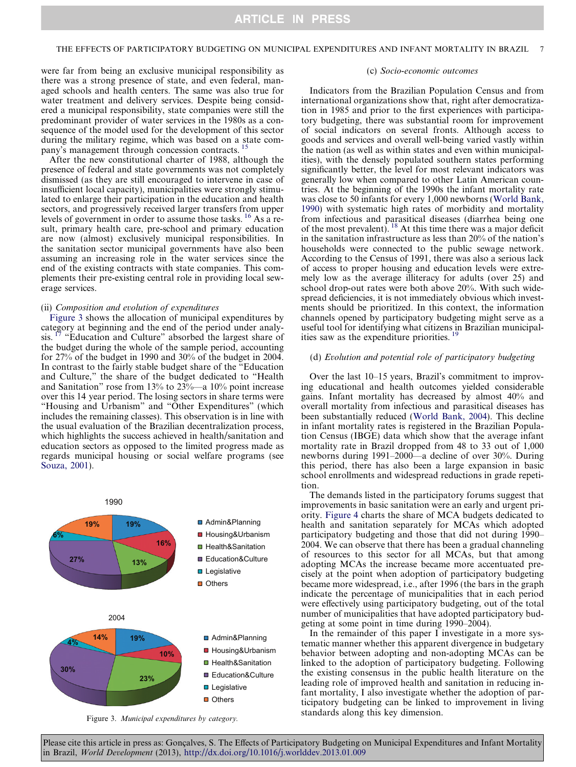were far from being an exclusive municipal responsibility as there was a strong presence of state, and even federal, managed schools and health centers. The same was also true for water treatment and delivery services. Despite being considered a municipal responsibility, state companies were still the predominant provider of water services in the 1980s as a consequence of the model used for the development of this sector during the military regime, which was based on a state company's management through concession contracts.[15]

After the new constitutional charter of 1988, although the presence of federal and state governments was not completely dismissed (as they are still encouraged to intervene in case of insufficient local capacity), municipalities were strongly stimulated to enlarge their participation in the education and health sectors, and progressively received larger transfers from upper levels of government in order to assume those tasks.[16] As a result, primary health care, pre-school and primary education are now (almost) exclusively municipal responsibilities. In the sanitation sector municipal governments have also been assuming an increasing role in the water services since the end of the existing contracts with state companies. This complements their pre-existing central role in providing local sewerage services.

(ii) *Composition and evolution of expenditures*

Figure 3 shows the allocation of municipal expenditures by category at beginning and the end of the period under analysis.[17] "Education and Culture" absorbed the largest share of the budget during the whole of the sample period, accounting for 27% of the budget in 1990 and 30% of the budget in 2004. In contrast to the fairly stable budget share of the "Education and Culture," the share of the budget dedicated to "Health and Sanitation" rose from 13% to 23%—a 10% point increase over this 14 year period. The losing sectors in share terms were "Housing and Urbanism" and "Other Expenditures" (which includes the remaining classes). This observation is in line with the usual evaluation of the Brazilian decentralization process, which highlights the success achieved in health/sanitation and education sectors as opposed to the limited progress made as regards municipal housing or social welfare programs (see Souza, 2001).

1990

| Category | Share |
|---|---|
| Admin&Planning | 19% |
| Housing&Urbanism | 16% |
| Health&Sanitation | 13% |
| Education&Culture | 27% |
| Legislative | 6% |
| Others | 19% |

2004

| Category | Share |
|---|---|
| Admin&Planning | 19% |
| Housing&Urbanism | 10% |
| Health&Sanitation | 23% |
| Education&Culture | 30% |
| Legislative | 4% |
| Others | 14% |

Figure 3. *Municipal expenditures by category.*

(c) *Socio-economic outcomes*

Indicators from the Brazilian Population Census and from international organizations show that, right after democratization in 1985 and prior to the first experiences with participatory budgeting, there was substantial room for improvement of social indicators on several fronts. Although access to goods and services and overall well-being varied vastly within the nation (as well as within states and even within municipalities), with the densely populated southern states performing significantly better, the level for most relevant indicators was generally low when compared to other Latin American countries. At the beginning of the 1990s the infant mortality rate was close to 50 infants for every 1,000 newborns (World Bank, 1990) with systematic high rates of morbidity and mortality from infectious and parasitical diseases (diarrhea being one of the most prevalent).[18] At this time there was a major deficit in the sanitation infrastructure as less than 20% of the nation's households were connected to the public sewage network. According to the Census of 1991, there was also a serious lack of access to proper housing and education levels were extremely low as the average illiteracy for adults (over 25) and school drop-out rates were both above 20%. With such widespread deficiencies, it is not immediately obvious which investments should be prioritized. In this context, the information channels opened by participatory budgeting might serve as a useful tool for identifying what citizens in Brazilian municipalities saw as the expenditure priorities.[19]

(d) *Evolution and potential role of participatory budgeting*

Over the last 10–15 years, Brazil's commitment to improving educational and health outcomes yielded considerable gains. Infant mortality has decreased by almost 40% and overall mortality from infectious and parasitical diseases has been substantially reduced (World Bank, 2004). This decline in infant mortality rates is registered in the Brazilian Population Census (IBGE) data which show that the average infant mortality rate in Brazil dropped from 48 to 33 out of 1,000 newborns during 1991–2000—a decline of over 30%. During this period, there has also been a large expansion in basic school enrollments and widespread reductions in grade repetition.

The demands listed in the participatory forums suggest that improvements in basic sanitation were an early and urgent priority. Figure 4 charts the share of MCA budgets dedicated to health and sanitation separately for MCAs which adopted participatory budgeting and those that did not during 1990–2004. We can observe that there has been a gradual channeling of resources to this sector for all MCAs, but that among adopting MCAs the increase became more accentuated precisely at the point when adoption of participatory budgeting became more widespread, i.e., after 1996 (the bars in the graph indicate the percentage of municipalities that in each period were effectively using participatory budgeting, out of the total number of municipalities that have adopted participatory budgeting at some point in time during 1990–2004).

In the remainder of this paper I investigate in a more systematic manner whether this apparent divergence in budgetary behavior between adopting and non-adopting MCAs can be linked to the adoption of participatory budgeting. Following the existing consensus in the public health literature on the leading role of improved health and sanitation in reducing infant mortality, I also investigate whether the adoption of participatory budgeting can be linked to improvement in living standards along this key dimension.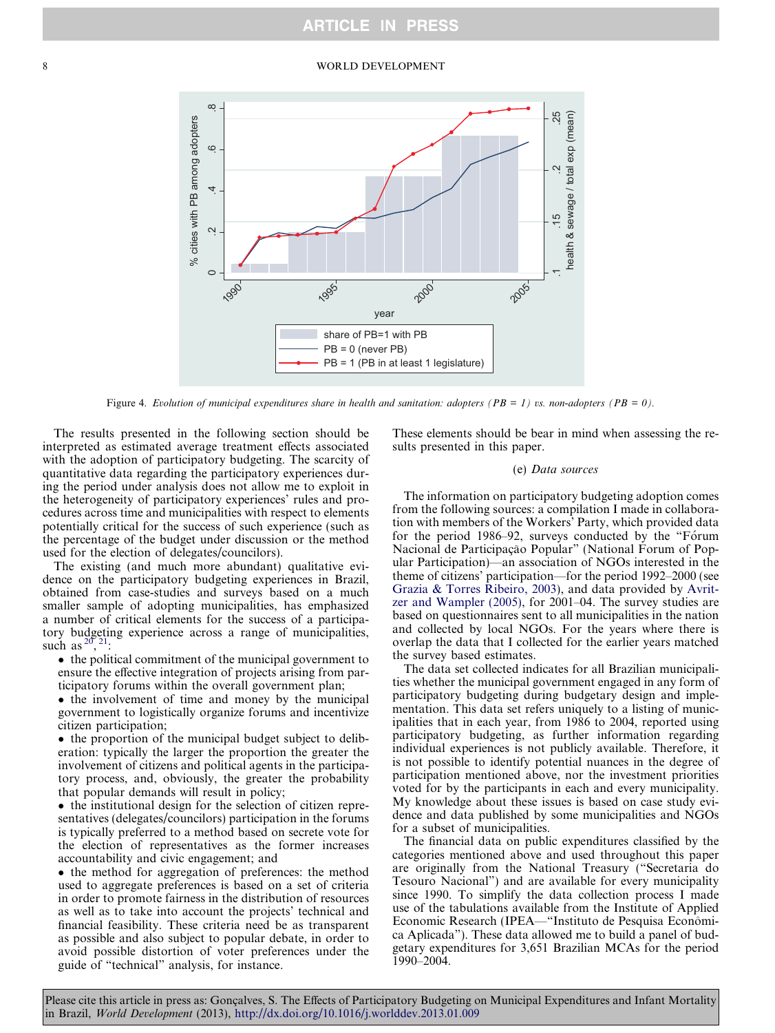Figure 4. *Evolution of municipal expenditures share in health and sanitation: adopters (PB = 1) vs. non-adopters (PB = 0).*

The results presented in the following section should be interpreted as estimated average treatment effects associated with the adoption of participatory budgeting. The scarcity of quantitative data regarding the participatory experiences during the period under analysis does not allow me to exploit in the heterogeneity of participatory experiences' rules and procedures across time and municipalities with respect to elements potentially critical for the success of such experience (such as the percentage of the budget under discussion or the method used for the election of delegates/councilors).

The existing (and much more abundant) qualitative evidence on the participatory budgeting experiences in Brazil, obtained from case-studies and surveys based on a much smaller sample of adopting municipalities, has emphasized a number of critical elements for the success of a participatory budgeting experience across a range of municipalities, such as [20], [21]:

- the political commitment of the municipal government to ensure the effective integration of projects arising from participatory forums within the overall government plan;
- the involvement of time and money by the municipal government to logistically organize forums and incentivize citizen participation;
- the proportion of the municipal budget subject to deliberation: typically the larger the proportion the greater the involvement of citizens and political agents in the participatory process, and, obviously, the greater the probability that popular demands will result in policy;
- the institutional design for the selection of citizen representatives (delegates/councilors) participation in the forums is typically preferred to a method based on secrete vote for the election of representatives as the former increases accountability and civic engagement; and
- the method for aggregation of preferences: the method used to aggregate preferences is based on a set of criteria in order to promote fairness in the distribution of resources as well as to take into account the projects' technical and financial feasibility. These criteria need be as transparent as possible and also subject to popular debate, in order to avoid possible distortion of voter preferences under the guide of "technical" analysis, for instance.

These elements should be bear in mind when assessing the results presented in this paper.

### (e) *Data sources*

The information on participatory budgeting adoption comes from the following sources: a compilation I made in collaboration with members of the Workers' Party, which provided data for the period 1986–92, surveys conducted by the "Fórum Nacional de Participação Popular" (National Forum of Popular Participation)—an association of NGOs interested in the theme of citizens' participation—for the period 1992–2000 (see Grazia & Torres Ribeiro, 2003), and data provided by Avritzer and Wampler (2005), for 2001–04. The survey studies are based on questionnaires sent to all municipalities in the nation and collected by local NGOs. For the years where there is overlap the data that I collected for the earlier years matched the survey based estimates.

The data set collected indicates for all Brazilian municipalities whether the municipal government engaged in any form of participatory budgeting during budgetary design and implementation. This data set refers uniquely to a listing of municipalities that in each year, from 1986 to 2004, reported using participatory budgeting, as further information regarding individual experiences is not publicly available. Therefore, it is not possible to identify potential nuances in the degree of participation mentioned above, nor the investment priorities voted for by the participants in each and every municipality. My knowledge about these issues is based on case study evidence and data published by some municipalities and NGOs for a subset of municipalities.

The financial data on public expenditures classified by the categories mentioned above and used throughout this paper are originally from the National Treasury ("Secretaria do Tesouro Nacional") and are available for every municipality since 1990. To simplify the data collection process I made use of the tabulations available from the Institute of Applied Economic Research (IPEA—"Instituto de Pesquisa Econômica Aplicada"). These data allowed me to build a panel of budgetary expenditures for 3,651 Brazilian MCAs for the period 1990–2004.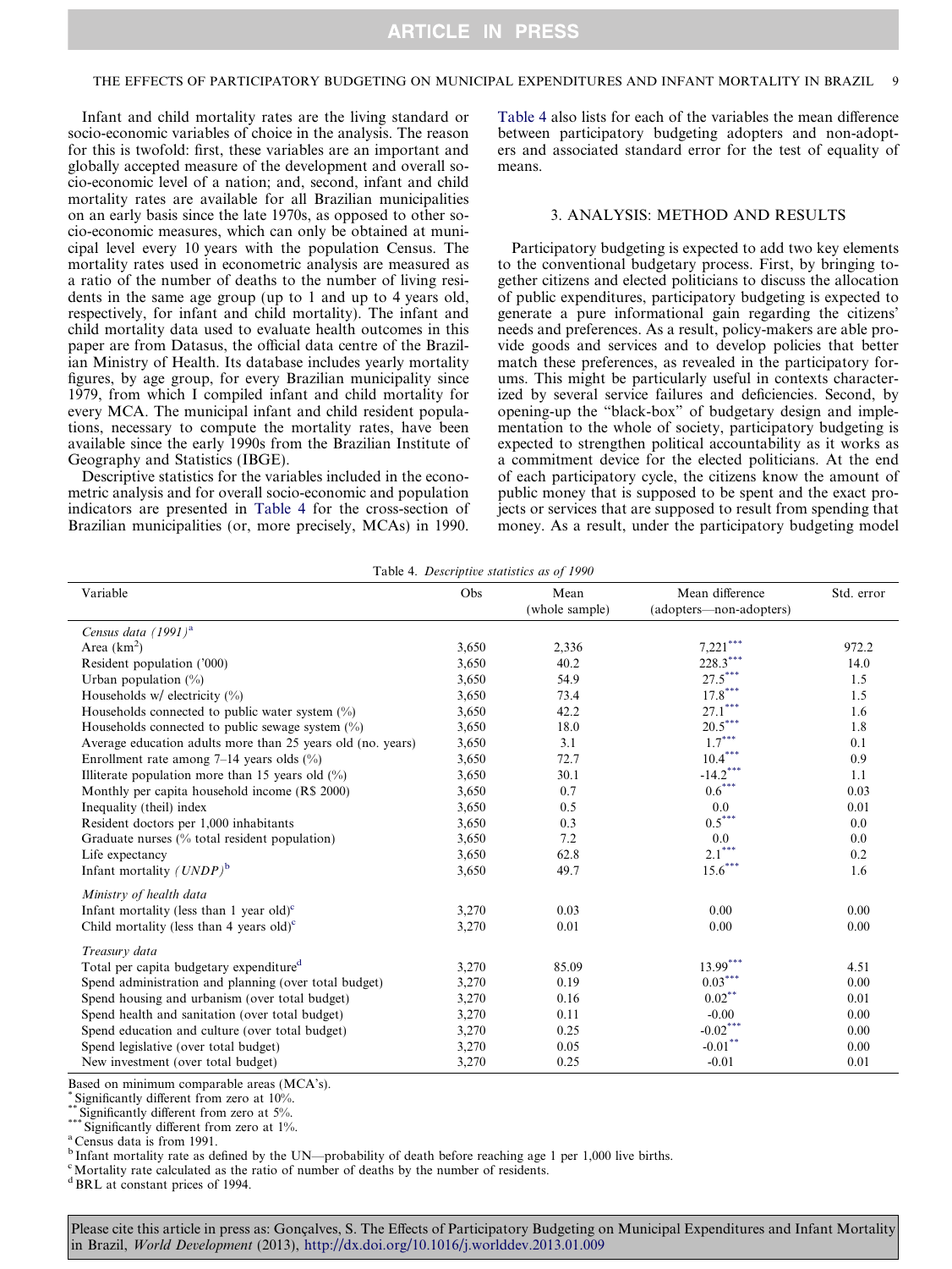Infant and child mortality rates are the living standard or socio-economic variables of choice in the analysis. The reason for this is twofold: first, these variables are an important and globally accepted measure of the development and overall socio-economic level of a nation; and, second, infant and child mortality rates are available for all Brazilian municipalities on an early basis since the late 1970s, as opposed to other socio-economic measures, which can only be obtained at municipal level every 10 years with the population Census. The mortality rates used in econometric analysis are measured as a ratio of the number of deaths to the number of living residents in the same age group (up to 1 and up to 4 years old, respectively, for infant and child mortality). The infant and child mortality data used to evaluate health outcomes in this paper are from Datasus, the official data centre of the Brazilian Ministry of Health. Its database includes yearly mortality figures, by age group, for every Brazilian municipality since 1979, from which I compiled infant and child mortality for every MCA. The municipal infant and child resident populations, necessary to compute the mortality rates, have been available since the early 1990s from the Brazilian Institute of Geography and Statistics (IBGE).

Descriptive statistics for the variables included in the econometric analysis and for overall socio-economic and population indicators are presented in Table 4 for the cross-section of Brazilian municipalities (or, more precisely, MCAs) in 1990. Table 4 also lists for each of the variables the mean difference between participatory budgeting adopters and non-adopters and associated standard error for the test of equality of means.

## 3. ANALYSIS: METHOD AND RESULTS

Participatory budgeting is expected to add two key elements to the conventional budgetary process. First, by bringing together citizens and elected politicians to discuss the allocation of public expenditures, participatory budgeting is expected to generate a pure informational gain regarding the citizens' needs and preferences. As a result, policy-makers are able provide goods and services and to develop policies that better match these preferences, as revealed in the participatory forums. This might be particularly useful in contexts characterized by several service failures and deficiencies. Second, by opening-up the "black-box" of budgetary design and implementation to the whole of society, participatory budgeting is expected to strengthen political accountability as it works as a commitment device for the elected politicians. At the end of each participatory cycle, the citizens know the amount of public money that is supposed to be spent and the exact projects or services that are supposed to result from spending that money. As a result, under the participatory budgeting model

Table 4. *Descriptive statistics as of 1990*

| Variable | Obs | Mean (whole sample) | Mean difference (adopters—non-adopters) | Std. error |
|---|---|---|---|---|
| *Census data (1991)*[a] | | | | |
| Area (km$^2$) | 3,650 | 2,336 | 7,221*** | 972.2 |
| Resident population ('000) | 3,650 | 40.2 | 228.3*** | 14.0 |
| Urban population (%) | 3,650 | 54.9 | 27.5*** | 1.5 |
| Households w/ electricity (%) | 3,650 | 73.4 | 17.8*** | 1.5 |
| Households connected to public water system (%) | 3,650 | 42.2 | 27.1*** | 1.6 |
| Households connected to public sewage system (%) | 3,650 | 18.0 | 20.5*** | 1.8 |
| Average education adults more than 25 years old (no. years) | 3,650 | 3.1 | 1.7*** | 0.1 |
| Enrollment rate among 7–14 years olds (%) | 3,650 | 72.7 | 10.4*** | 0.9 |
| Illiterate population more than 15 years old (%) | 3,650 | 30.1 | -14.2*** | 1.1 |
| Monthly per capita household income (R$ 2000) | 3,650 | 0.7 | 0.6*** | 0.03 |
| Inequality (theil) index | 3,650 | 0.5 | 0.0 | 0.01 |
| Resident doctors per 1,000 inhabitants | 3,650 | 0.3 | 0.5*** | 0.0 |
| Graduate nurses (% total resident population) | 3,650 | 7.2 | 0.0 | 0.0 |
| Life expectancy | 3,650 | 62.8 | 2.1*** | 0.2 |
| Infant mortality *(UNDP)*[b] | 3,650 | 49.7 | 15.6*** | 1.6 |
| *Ministry of health data* | | | | |
| Infant mortality (less than 1 year old)[c] | 3,270 | 0.03 | 0.00 | 0.00 |
| Child mortality (less than 4 years old)[c] | 3,270 | 0.01 | 0.00 | 0.00 |
| *Treasury data* | | | | |
| Total per capita budgetary expenditure[d] | 3,270 | 85.09 | 13.99*** | 4.51 |
| Spend administration and planning (over total budget) | 3,270 | 0.19 | 0.03*** | 0.00 |
| Spend housing and urbanism (over total budget) | 3,270 | 0.16 | 0.02** | 0.01 |
| Spend health and sanitation (over total budget) | 3,270 | 0.11 | -0.00 | 0.00 |
| Spend education and culture (over total budget) | 3,270 | 0.25 | -0.02*** | 0.00 |
| Spend legislative (over total budget) | 3,270 | 0.05 | -0.01** | 0.00 |
| New investment (over total budget) | 3,270 | 0.25 | -0.01 | 0.01 |

Based on minimum comparable areas (MCA's).
\* Significantly different from zero at 10%.
\*\* Significantly different from zero at 5%.
\*\*\* Significantly different from zero at 1%.
[a] Census data is from 1991.
[b] Infant mortality rate as defined by the UN—probability of death before reaching age 1 per 1,000 live births.
[c] Mortality rate calculated as the ratio of number of deaths by the number of residents.
[d] BRL at constant prices of 1994.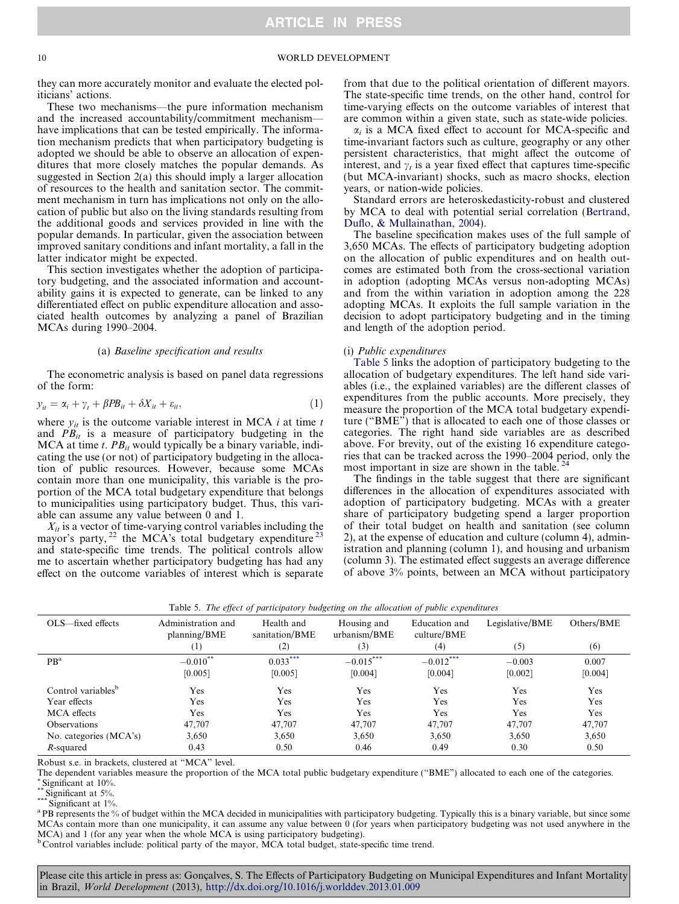they can more accurately monitor and evaluate the elected politicians' actions.

These two mechanisms—the pure information mechanism and the increased accountability/commitment mechanism—have implications that can be tested empirically. The information mechanism predicts that when participatory budgeting is adopted we should be able to observe an allocation of expenditures that more closely matches the popular demands. As suggested in Section 2(a) this should imply a larger allocation of resources to the health and sanitation sector. The commitment mechanism in turn has implications not only on the allocation of public but also on the living standards resulting from the additional goods and services provided in line with the popular demands. In particular, given the association between improved sanitary conditions and infant mortality, a fall in the latter indicator might be expected.

This section investigates whether the adoption of participatory budgeting, and the associated information and accountability gains it is expected to generate, can be linked to any differentiated effect on public expenditure allocation and associated health outcomes by analyzing a panel of Brazilian MCAs during 1990–2004.

### (a) *Baseline specification and results*

The econometric analysis is based on panel data regressions of the form:

$$y_{it} = \alpha_i + \gamma_t + \beta PB_{it} + \delta X_{it} + \varepsilon_{it}, \tag{1}$$

where $y_{it}$ is the outcome variable interest in MCA $i$ at time $t$ and $PB_{it}$ is a measure of participatory budgeting in the MCA at time $t$. $PB_{it}$ would typically be a binary variable, indicating the use (or not) of participatory budgeting in the allocation of public resources. However, because some MCAs contain more than one municipality, this variable is the proportion of the MCA total budgetary expenditure that belongs to municipalities using participatory budget. Thus, this variable can assume any value between 0 and 1.

$X_{it}$ is a vector of time-varying control variables including the mayor's party,[22] the MCA's total budgetary expenditure[23] and state-specific time trends. The political controls allow me to ascertain whether participatory budgeting has had any effect on the outcome variables of interest which is separate from that due to the political orientation of different mayors. The state-specific time trends, on the other hand, control for time-varying effects on the outcome variables of interest that are common within a given state, such as state-wide policies.

$\alpha_i$ is a MCA fixed effect to account for MCA-specific and time-invariant factors such as culture, geography or any other persistent characteristics, that might affect the outcome of interest, and $\gamma_t$ is a year fixed effect that captures time-specific (but MCA-invariant) shocks, such as macro shocks, election years, or nation-wide policies.

Standard errors are heteroskedasticity-robust and clustered by MCA to deal with potential serial correlation (Bertrand, Duflo, & Mullainathan, 2004).

The baseline specification makes uses of the full sample of 3,650 MCAs. The effects of participatory budgeting adoption on the allocation of public expenditures and on health outcomes are estimated both from the cross-sectional variation in adoption (adopting MCAs versus non-adopting MCAs) and from the within variation in adoption among the 228 adopting MCAs. It exploits the full sample variation in the decision to adopt participatory budgeting and in the timing and length of the adoption period.

#### (i) *Public expenditures*

Table 5 links the adoption of participatory budgeting to the allocation of budgetary expenditures. The left hand side variables (i.e., the explained variables) are the different classes of expenditures from the public accounts. More precisely, they measure the proportion of the MCA total budgetary expenditure ("BME") that is allocated to each one of those classes or categories. The right hand side variables are as described above. For brevity, out of the existing 16 expenditure categories that can be tracked across the 1990–2004 period, only the most important in size are shown in the table.[24]

The findings in the table suggest that there are significant differences in the allocation of expenditures associated with adoption of participatory budgeting. MCAs with a greater share of participatory budgeting spend a larger proportion of their total budget on health and sanitation (see column 2), at the expense of education and culture (column 4), administration and planning (column 1), and housing and urbanism (column 3). The estimated effect suggests an average difference of above 3% points, between an MCA without participatory

Table 5. *The effect of participatory budgeting on the allocation of public expenditures*

| OLS—fixed effects | Administration and planning/BME | Health and sanitation/BME | Housing and urbanism/BME | Education and culture/BME | Legislative/BME | Others/BME |
|---|---|---|---|---|---|---|
| | (1) | (2) | (3) | (4) | (5) | (6) |
| PB[a] | −0.010** | 0.033*** | −0.015*** | −0.012*** | −0.003 | 0.007 |
| | [0.005] | [0.005] | [0.004] | [0.004] | [0.002] | [0.004] |
| Control variables[b] | Yes | Yes | Yes | Yes | Yes | Yes |
| Year effects | Yes | Yes | Yes | Yes | Yes | Yes |
| MCA effects | Yes | Yes | Yes | Yes | Yes | Yes |
| Observations | 47,707 | 47,707 | 47,707 | 47,707 | 47,707 | 47,707 |
| No. categories (MCA's) | 3,650 | 3,650 | 3,650 | 3,650 | 3,650 | 3,650 |
| *R*-squared | 0.43 | 0.50 | 0.46 | 0.49 | 0.30 | 0.50 |

Robust s.e. in brackets, clustered at "MCA" level.

The dependent variables measure the proportion of the MCA total public budgetary expenditure ("BME") allocated to each one of the categories.

\* Significant at 10%.

\*\* Significant at 5%.

\*\*\* Significant at 1%.

[a] PB represents the % of budget within the MCA decided in municipalities with participatory budgeting. Typically this is a binary variable, but since some MCAs contain more than one municipality, it can assume any value between 0 (for years when participatory budgeting was not used anywhere in the MCA) and 1 (for any year when the whole MCA is using participatory budgeting).

[b] Control variables include: political party of the mayor, MCA total budget, state-specific time trend.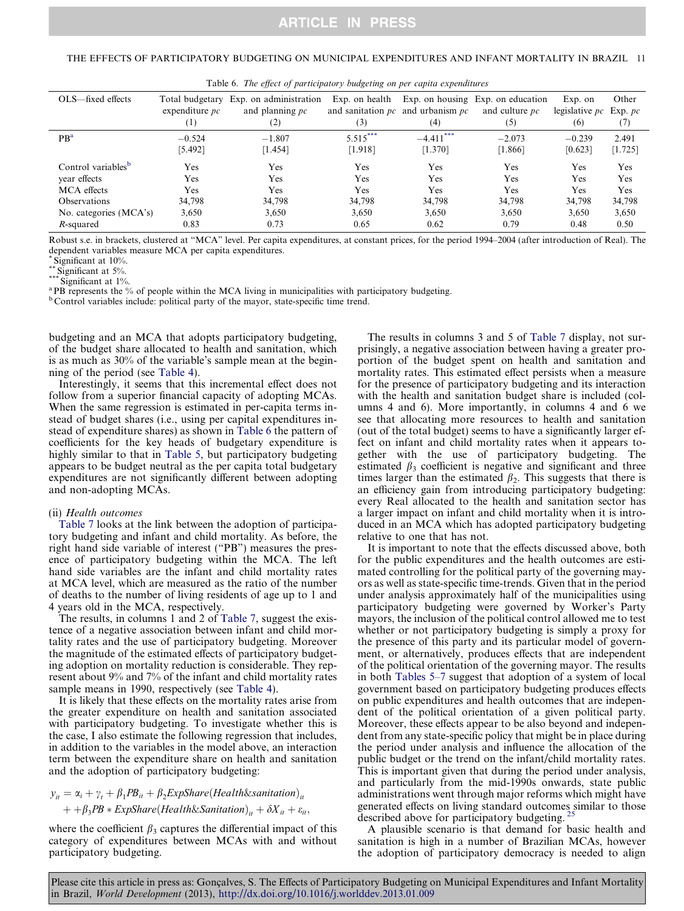Table 6. *The effect of participatory budgeting on per capita expenditures*

| OLS—fixed effects | Total budgetary expenditure *pc* (1) | Exp. on administration and planning *pc* (2) | Exp. on health and sanitation *pc* (3) | Exp. on housing and urbanism *pc* (4) | Exp. on education and culture *pc* (5) | Exp. on legislative *pc* (6) | Other Exp. *pc* (7) |
|---|---|---|---|---|---|---|---|
| PB[a] | −0.524 | −1.807 | 5.515*** | −4.411*** | −2.073 | −0.239 | 2.491 |
| | [5.492] | [1.454] | [1.918] | [1.370] | [1.866] | [0.623] | [1.725] |
| Control variables[b] | Yes | Yes | Yes | Yes | Yes | Yes | Yes |
| year effects | Yes | Yes | Yes | Yes | Yes | Yes | Yes |
| MCA effects | Yes | Yes | Yes | Yes | Yes | Yes | Yes |
| Observations | 34,798 | 34,798 | 34,798 | 34,798 | 34,798 | 34,798 | 34,798 |
| No. categories (MCA's) | 3,650 | 3,650 | 3,650 | 3,650 | 3,650 | 3,650 | 3,650 |
| *R*-squared | 0.83 | 0.73 | 0.65 | 0.62 | 0.79 | 0.48 | 0.50 |

Robust s.e. in brackets, clustered at "MCA" level. Per capita expenditures, at constant prices, for the period 1994–2004 (after introduction of Real). The dependent variables measure MCA per capita expenditures.
\* Significant at 10%.
\*\* Significant at 5%.
\*\*\* Significant at 1%.
[a] PB represents the % of people within the MCA living in municipalities with participatory budgeting.
[b] Control variables include: political party of the mayor, state-specific time trend.

budgeting and an MCA that adopts participatory budgeting, of the budget share allocated to health and sanitation, which is as much as 30% of the variable's sample mean at the beginning of the period (see Table 4).

Interestingly, it seems that this incremental effect does not follow from a superior financial capacity of adopting MCAs. When the same regression is estimated in per-capita terms instead of budget shares (i.e., using per capital expenditures instead of expenditure shares) as shown in Table 6 the pattern of coefficients for the key heads of budgetary expenditure is highly similar to that in Table 5, but participatory budgeting appears to be budget neutral as the per capita total budgetary expenditures are not significantly different between adopting and non-adopting MCAs.

(ii) *Health outcomes*

Table 7 looks at the link between the adoption of participatory budgeting and infant and child mortality. As before, the right hand side variable of interest ("PB") measures the presence of participatory budgeting within the MCA. The left hand side variables are the infant and child mortality rates at MCA level, which are measured as the ratio of the number of deaths to the number of living residents of age up to 1 and 4 years old in the MCA, respectively.

The results, in columns 1 and 2 of Table 7, suggest the existence of a negative association between infant and child mortality rates and the use of participatory budgeting. Moreover the magnitude of the estimated effects of participatory budgeting adoption on mortality reduction is considerable. They represent about 9% and 7% of the infant and child mortality rates sample means in 1990, respectively (see Table 4).

It is likely that these effects on the mortality rates arise from the greater expenditure on health and sanitation associated with participatory budgeting. To investigate whether this is the case, I also estimate the following regression that includes, in addition to the variables in the model above, an interaction term between the expenditure share on health and sanitation and the adoption of participatory budgeting:

$$y_{it} = \alpha_i + \gamma_t + \beta_1 PB_{it} + \beta_2 ExpShare(Health\&sanitation)_{it} + +\beta_3 PB * ExpShare(Health\&Sanitation)_{it} + \delta X_{it} + \varepsilon_{it},$$

where the coefficient $\beta_3$ captures the differential impact of this category of expenditures between MCAs with and without participatory budgeting.

The results in columns 3 and 5 of Table 7 display, not surprisingly, a negative association between having a greater proportion of the budget spent on health and sanitation and mortality rates. This estimated effect persists when a measure for the presence of participatory budgeting and its interaction with the health and sanitation budget share is included (columns 4 and 6). More importantly, in columns 4 and 6 we see that allocating more resources to health and sanitation (out of the total budget) seems to have a significantly larger effect on infant and child mortality rates when it appears together with the use of participatory budgeting. The estimated $\beta_3$ coefficient is negative and significant and three times larger than the estimated $\beta_2$. This suggests that there is an efficiency gain from introducing participatory budgeting: every Real allocated to the health and sanitation sector has a larger impact on infant and child mortality when it is introduced in an MCA which has adopted participatory budgeting relative to one that has not.

It is important to note that the effects discussed above, both for the public expenditures and the health outcomes are estimated controlling for the political party of the governing mayors as well as state-specific time-trends. Given that in the period under analysis approximately half of the municipalities using participatory budgeting were governed by Worker's Party mayors, the inclusion of the political control allowed me to test whether or not participatory budgeting is simply a proxy for the presence of this party and its particular model of government, or alternatively, produces effects that are independent of the political orientation of the governing mayor. The results in both Tables 5–7 suggest that adoption of a system of local government based on participatory budgeting produces effects on public expenditures and health outcomes that are independent of the political orientation of a given political party. Moreover, these effects appear to be also beyond and independent from any state-specific policy that might be in place during the period under analysis and influence the allocation of the public budget or the trend on the infant/child mortality rates. This is important given that during the period under analysis, and particularly from the mid-1990s onwards, state public administrations went through major reforms which might have generated effects on living standard outcomes similar to those described above for participatory budgeting.[25]

A plausible scenario is that demand for basic health and sanitation is high in a number of Brazilian MCAs, however the adoption of participatory democracy is needed to align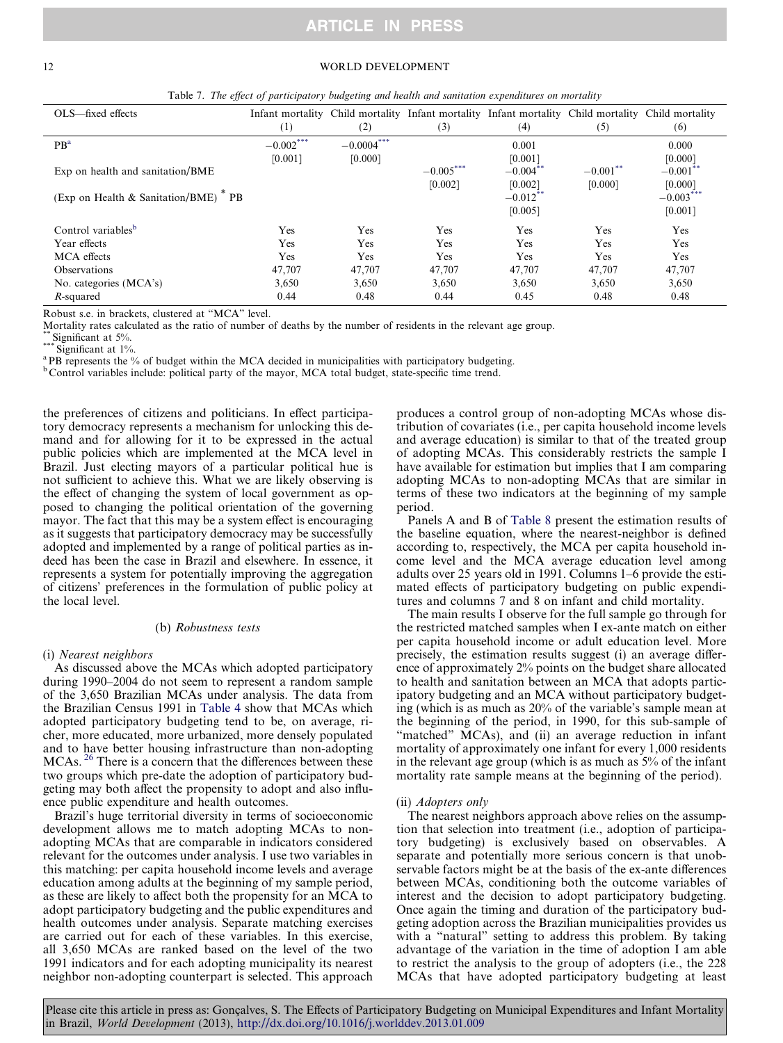Table 7. *The effect of participatory budgeting and health and sanitation expenditures on mortality*

| OLS—fixed effects | Infant mortality (1) | Child mortality (2) | Infant mortality (3) | Infant mortality (4) | Child mortality (5) | Child mortality (6) |
|---|---|---|---|---|---|---|
| PB[a] | −0.002*** | −0.0004*** | | 0.001 | | 0.000 |
| | [0.001] | [0.000] | | [0.001] | | [0.000] |
| Exp on health and sanitation/BME | | | −0.005*** | −0.004** | −0.001** | −0.001** |
| | | | [0.002] | [0.002] | [0.000] | [0.000] |
| (Exp on Health & Sanitation/BME) * PB | | | | −0.012** | | −0.003*** |
| | | | | [0.005] | | [0.001] |
| Control variables[b] | Yes | Yes | Yes | Yes | Yes | Yes |
| Year effects | Yes | Yes | Yes | Yes | Yes | Yes |
| MCA effects | Yes | Yes | Yes | Yes | Yes | Yes |
| Observations | 47,707 | 47,707 | 47,707 | 47,707 | 47,707 | 47,707 |
| No. categories (MCA's) | 3,650 | 3,650 | 3,650 | 3,650 | 3,650 | 3,650 |
| $R$-squared | 0.44 | 0.48 | 0.44 | 0.45 | 0.48 | 0.48 |

Robust s.e. in brackets, clustered at "MCA" level.
Mortality rates calculated as the ratio of number of deaths by the number of residents in the relevant age group.
** Significant at 5%.
*** Significant at 1%.
[a] PB represents the % of budget within the MCA decided in municipalities with participatory budgeting.
[b] Control variables include: political party of the mayor, MCA total budget, state-specific time trend.

the preferences of citizens and politicians. In effect participatory democracy represents a mechanism for unlocking this demand and for allowing for it to be expressed in the actual public policies which are implemented at the MCA level in Brazil. Just electing mayors of a particular political hue is not sufficient to achieve this. What we are likely observing is the effect of changing the system of local government as opposed to changing the political orientation of the governing mayor. The fact that this may be a system effect is encouraging as it suggests that participatory democracy may be successfully adopted and implemented by a range of political parties as indeed has been the case in Brazil and elsewhere. In essence, it represents a system for potentially improving the aggregation of citizens' preferences in the formulation of public policy at the local level.

### (b) *Robustness tests*

#### (i) *Nearest neighbors*

As discussed above the MCAs which adopted participatory during 1990–2004 do not seem to represent a random sample of the 3,650 Brazilian MCAs under analysis. The data from the Brazilian Census 1991 in Table 4 show that MCAs which adopted participatory budgeting tend to be, on average, richer, more educated, more urbanized, more densely populated and to have better housing infrastructure than non-adopting MCAs.[26] There is a concern that the differences between these two groups which pre-date the adoption of participatory budgeting may both affect the propensity to adopt and also influence public expenditure and health outcomes.

Brazil's huge territorial diversity in terms of socioeconomic development allows me to match adopting MCAs to non-adopting MCAs that are comparable in indicators considered relevant for the outcomes under analysis. I use two variables in this matching: per capita household income levels and average education among adults at the beginning of my sample period, as these are likely to affect both the propensity for an MCA to adopt participatory budgeting and the public expenditures and health outcomes under analysis. Separate matching exercises are carried out for each of these variables. In this exercise, all 3,650 MCAs are ranked based on the level of the two 1991 indicators and for each adopting municipality its nearest neighbor non-adopting counterpart is selected. This approach produces a control group of non-adopting MCAs whose distribution of covariates (i.e., per capita household income levels and average education) is similar to that of the treated group of adopting MCAs. This considerably restricts the sample I have available for estimation but implies that I am comparing adopting MCAs to non-adopting MCAs that are similar in terms of these two indicators at the beginning of my sample period.

Panels A and B of Table 8 present the estimation results of the baseline equation, where the nearest-neighbor is defined according to, respectively, the MCA per capita household income level and the MCA average education level among adults over 25 years old in 1991. Columns 1–6 provide the estimated effects of participatory budgeting on public expenditures and columns 7 and 8 on infant and child mortality.

The main results I observe for the full sample go through for the restricted matched samples when I ex-ante match on either per capita household income or adult education level. More precisely, the estimation results suggest (i) an average difference of approximately 2% points on the budget share allocated to health and sanitation between an MCA that adopts participatory budgeting and an MCA without participatory budgeting (which is as much as 20% of the variable's sample mean at the beginning of the period, in 1990, for this sub-sample of "matched" MCAs), and (ii) an average reduction in infant mortality of approximately one infant for every 1,000 residents in the relevant age group (which is as much as 5% of the infant mortality rate sample means at the beginning of the period).

#### (ii) *Adopters only*

The nearest neighbors approach above relies on the assumption that selection into treatment (i.e., adoption of participatory budgeting) is exclusively based on observables. A separate and potentially more serious concern is that unobservable factors might be at the basis of the ex-ante differences between MCAs, conditioning both the outcome variables of interest and the decision to adopt participatory budgeting. Once again the timing and duration of the participatory budgeting adoption across the Brazilian municipalities provides us with a "natural" setting to address this problem. By taking advantage of the variation in the time of adoption I am able to restrict the analysis to the group of adopters (i.e., the 228 MCAs that have adopted participatory budgeting at least

Please cite this article in press as: Gonçalves, S. The Effects of Participatory Budgeting on Municipal Expenditures and Infant Mortality in Brazil, *World Development* (2013), http://dx.doi.org/10.1016/j.worlddev.2013.01.009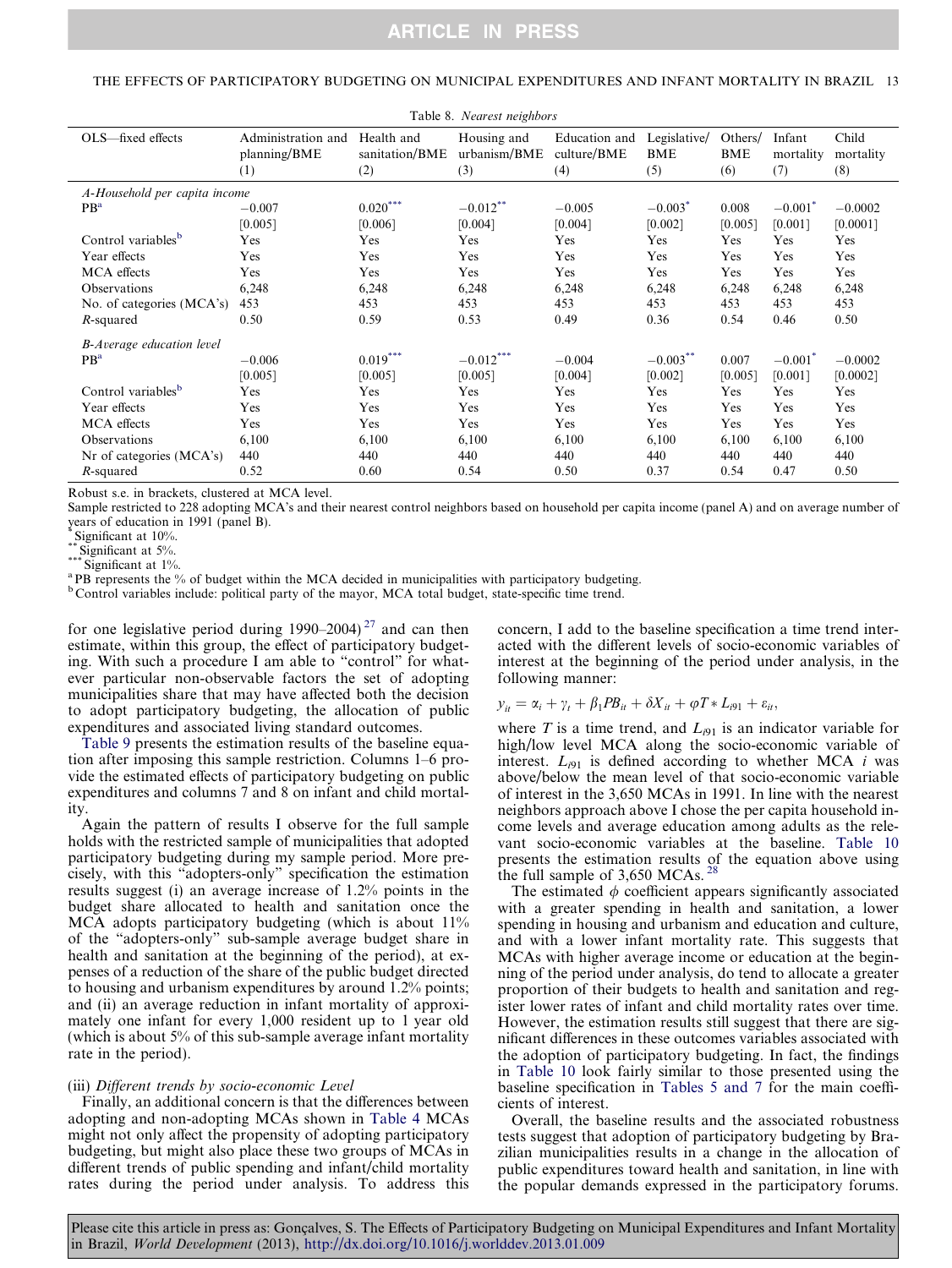Table 8. *Nearest neighbors*

| OLS—fixed effects | Administration and planning/BME (1) | Health and sanitation/BME (2) | Housing and urbanism/BME (3) | Education and culture/BME (4) | Legislative/BME (5) | Others/BME (6) | Infant mortality (7) | Child mortality (8) |
|---|---|---|---|---|---|---|---|---|
| *A-Household per capita income* | | | | | | | | |
| PB[a] | −0.007 | 0.020*** | −0.012** | −0.005 | −0.003* | 0.008 | −0.001* | −0.0002 |
| | [0.005] | [0.006] | [0.004] | [0.004] | [0.002] | [0.005] | [0.001] | [0.0001] |
| Control variables[b] | Yes | Yes | Yes | Yes | Yes | Yes | Yes | Yes |
| Year effects | Yes | Yes | Yes | Yes | Yes | Yes | Yes | Yes |
| MCA effects | Yes | Yes | Yes | Yes | Yes | Yes | Yes | Yes |
| Observations | 6,248 | 6,248 | 6,248 | 6,248 | 6,248 | 6,248 | 6,248 | 6,248 |
| No. of categories (MCA's) | 453 | 453 | 453 | 453 | 453 | 453 | 453 | 453 |
| $R$-squared | 0.50 | 0.59 | 0.53 | 0.49 | 0.36 | 0.54 | 0.46 | 0.50 |
| *B-Average education level* | | | | | | | | |
| PB[a] | −0.006 | 0.019*** | −0.012*** | −0.004 | −0.003** | 0.007 | −0.001* | −0.0002 |
| | [0.005] | [0.005] | [0.005] | [0.004] | [0.002] | [0.005] | [0.001] | [0.0002] |
| Control variables[b] | Yes | Yes | Yes | Yes | Yes | Yes | Yes | Yes |
| Year effects | Yes | Yes | Yes | Yes | Yes | Yes | Yes | Yes |
| MCA effects | Yes | Yes | Yes | Yes | Yes | Yes | Yes | Yes |
| Observations | 6,100 | 6,100 | 6,100 | 6,100 | 6,100 | 6,100 | 6,100 | 6,100 |
| Nr of categories (MCA's) | 440 | 440 | 440 | 440 | 440 | 440 | 440 | 440 |
| $R$-squared | 0.52 | 0.60 | 0.54 | 0.50 | 0.37 | 0.54 | 0.47 | 0.50 |

Robust s.e. in brackets, clustered at MCA level.
Sample restricted to 228 adopting MCA's and their nearest control neighbors based on household per capita income (panel A) and on average number of years of education in 1991 (panel B).
\* Significant at 10%.
\*\* Significant at 5%.
\*\*\* Significant at 1%.
[a] PB represents the % of budget within the MCA decided in municipalities with participatory budgeting.
[b] Control variables include: political party of the mayor, MCA total budget, state-specific time trend.

for one legislative period during 1990–2004)[27] and can then estimate, within this group, the effect of participatory budgeting. With such a procedure I am able to "control" for whatever particular non-observable factors the set of adopting municipalities share that may have affected both the decision to adopt participatory budgeting, the allocation of public expenditures and associated living standard outcomes.

Table 9 presents the estimation results of the baseline equation after imposing this sample restriction. Columns 1–6 provide the estimated effects of participatory budgeting on public expenditures and columns 7 and 8 on infant and child mortality.

Again the pattern of results I observe for the full sample holds with the restricted sample of municipalities that adopted participatory budgeting during my sample period. More precisely, with this "adopters-only" specification the estimation results suggest (i) an average increase of 1.2% points in the budget share allocated to health and sanitation once the MCA adopts participatory budgeting (which is about 11% of the "adopters-only" sub-sample average budget share in health and sanitation at the beginning of the period), at expenses of a reduction of the share of the public budget directed to housing and urbanism expenditures by around 1.2% points; and (ii) an average reduction in infant mortality of approximately one infant for every 1,000 resident up to 1 year old (which is about 5% of this sub-sample average infant mortality rate in the period).

(iii) *Different trends by socio-economic Level*

Finally, an additional concern is that the differences between adopting and non-adopting MCAs shown in Table 4 MCAs might not only affect the propensity of adopting participatory budgeting, but might also place these two groups of MCAs in different trends of public spending and infant/child mortality rates during the period under analysis. To address this concern, I add to the baseline specification a time trend interacted with the different levels of socio-economic variables of interest at the beginning of the period under analysis, in the following manner:

$$y_{it} = \alpha_i + \gamma_t + \beta_1 PB_{it} + \delta X_{it} + \varphi T * L_{i91} + \varepsilon_{it},$$

where $T$ is a time trend, and $L_{i91}$ is an indicator variable for high/low level MCA along the socio-economic variable of interest. $L_{i91}$ is defined according to whether MCA $i$ was above/below the mean level of that socio-economic variable of interest in the 3,650 MCAs in 1991. In line with the nearest neighbors approach above I chose the per capita household income levels and average education among adults as the relevant socio-economic variables at the baseline. Table 10 presents the estimation results of the equation above using the full sample of 3,650 MCAs.[28]

The estimated $\phi$ coefficient appears significantly associated with a greater spending in health and sanitation, a lower spending in housing and urbanism and education and culture, and with a lower infant mortality rate. This suggests that MCAs with higher average income or education at the beginning of the period under analysis, do tend to allocate a greater proportion of their budgets to health and sanitation and register lower rates of infant and child mortality rates over time. However, the estimation results still suggest that there are significant differences in these outcomes variables associated with the adoption of participatory budgeting. In fact, the findings in Table 10 look fairly similar to those presented using the baseline specification in Tables 5 and 7 for the main coefficients of interest.

Overall, the baseline results and the associated robustness tests suggest that adoption of participatory budgeting by Brazilian municipalities results in a change in the allocation of public expenditures toward health and sanitation, in line with the popular demands expressed in the participatory forums.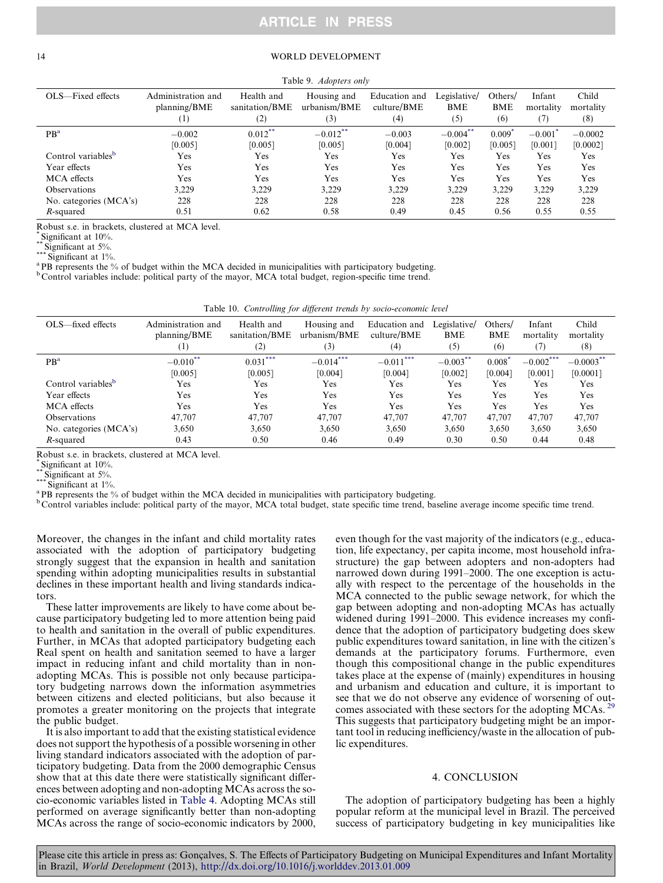Table 9. *Adopters only*

| OLS—Fixed effects | Administration and planning/BME (1) | Health and sanitation/BME (2) | Housing and urbanism/BME (3) | Education and culture/BME (4) | Legislative/ BME (5) | Others/ BME (6) | Infant mortality (7) | Child mortality (8) |
|---|---|---|---|---|---|---|---|---|
| PB[a] | −0.002 | 0.012** | −0.012** | −0.003 | −0.004** | 0.009* | −0.001* | −0.0002 |
| | [0.005] | [0.005] | [0.005] | [0.004] | [0.002] | [0.005] | [0.001] | [0.0002] |
| Control variables[b] | Yes | Yes | Yes | Yes | Yes | Yes | Yes | Yes |
| Year effects | Yes | Yes | Yes | Yes | Yes | Yes | Yes | Yes |
| MCA effects | Yes | Yes | Yes | Yes | Yes | Yes | Yes | Yes |
| Observations | 3,229 | 3,229 | 3,229 | 3,229 | 3,229 | 3,229 | 3,229 | 3,229 |
| No. categories (MCA's) | 228 | 228 | 228 | 228 | 228 | 228 | 228 | 228 |
| $R$-squared | 0.51 | 0.62 | 0.58 | 0.49 | 0.45 | 0.56 | 0.55 | 0.55 |

Robust s.e. in brackets, clustered at MCA level.
* Significant at 10%.
** Significant at 5%.
*** Significant at 1%.
[a] PB represents the % of budget within the MCA decided in municipalities with participatory budgeting.
[b] Control variables include: political party of the mayor, MCA total budget, region-specific time trend.

Table 10. *Controlling for different trends by socio-economic level*

| OLS—fixed effects | Administration and planning/BME (1) | Health and sanitation/BME (2) | Housing and urbanism/BME (3) | Education and culture/BME (4) | Legislative/ BME (5) | Others/ BME (6) | Infant mortality (7) | Child mortality (8) |
|---|---|---|---|---|---|---|---|---|
| PB[a] | −0.010** | 0.031*** | −0.014*** | −0.011*** | −0.003** | 0.008* | −0.002*** | −0.0003** |
| | [0.005] | [0.005] | [0.004] | [0.004] | [0.002] | [0.004] | [0.001] | [0.0001] |
| Control variables[b] | Yes | Yes | Yes | Yes | Yes | Yes | Yes | Yes |
| Year effects | Yes | Yes | Yes | Yes | Yes | Yes | Yes | Yes |
| MCA effects | Yes | Yes | Yes | Yes | Yes | Yes | Yes | Yes |
| Observations | 47,707 | 47,707 | 47,707 | 47,707 | 47,707 | 47,707 | 47,707 | 47,707 |
| No. categories (MCA's) | 3,650 | 3,650 | 3,650 | 3,650 | 3,650 | 3,650 | 3,650 | 3,650 |
| $R$-squared | 0.43 | 0.50 | 0.46 | 0.49 | 0.30 | 0.50 | 0.44 | 0.48 |

Robust s.e. in brackets, clustered at MCA level.
* Significant at 10%.
** Significant at 5%.
*** Significant at 1%.
[a] PB represents the % of budget within the MCA decided in municipalities with participatory budgeting.
[b] Control variables include: political party of the mayor, MCA total budget, state specific time trend, baseline average income specific time trend.

Moreover, the changes in the infant and child mortality rates associated with the adoption of participatory budgeting strongly suggest that the expansion in health and sanitation spending within adopting municipalities results in substantial declines in these important health and living standards indicators.

These latter improvements are likely to have come about because participatory budgeting led to more attention being paid to health and sanitation in the overall of public expenditures. Further, in MCAs that adopted participatory budgeting each Real spent on health and sanitation seemed to have a larger impact in reducing infant and child mortality than in non-adopting MCAs. This is possible not only because participatory budgeting narrows down the information asymmetries between citizens and elected politicians, but also because it promotes a greater monitoring on the projects that integrate the public budget.

It is also important to add that the existing statistical evidence does not support the hypothesis of a possible worsening in other living standard indicators associated with the adoption of participatory budgeting. Data from the 2000 demographic Census show that at this date there were statistically significant differences between adopting and non-adopting MCAs across the socio-economic variables listed in Table 4. Adopting MCAs still performed on average significantly better than non-adopting MCAs across the range of socio-economic indicators by 2000, even though for the vast majority of the indicators (e.g., education, life expectancy, per capita income, most household infrastructure) the gap between adopters and non-adopters had narrowed down during 1991–2000. The one exception is actually with respect to the percentage of the households in the MCA connected to the public sewage network, for which the gap between adopting and non-adopting MCAs has actually widened during 1991–2000. This evidence increases my confidence that the adoption of participatory budgeting does skew public expenditures toward sanitation, in line with the citizen's demands at the participatory forums. Furthermore, even though this compositional change in the public expenditures takes place at the expense of (mainly) expenditures in housing and urbanism and education and culture, it is important to see that we do not observe any evidence of worsening of outcomes associated with these sectors for the adopting MCAs.[29] This suggests that participatory budgeting might be an important tool in reducing inefficiency/waste in the allocation of public expenditures.

## 4. CONCLUSION

The adoption of participatory budgeting has been a highly popular reform at the municipal level in Brazil. The perceived success of participatory budgeting in key municipalities like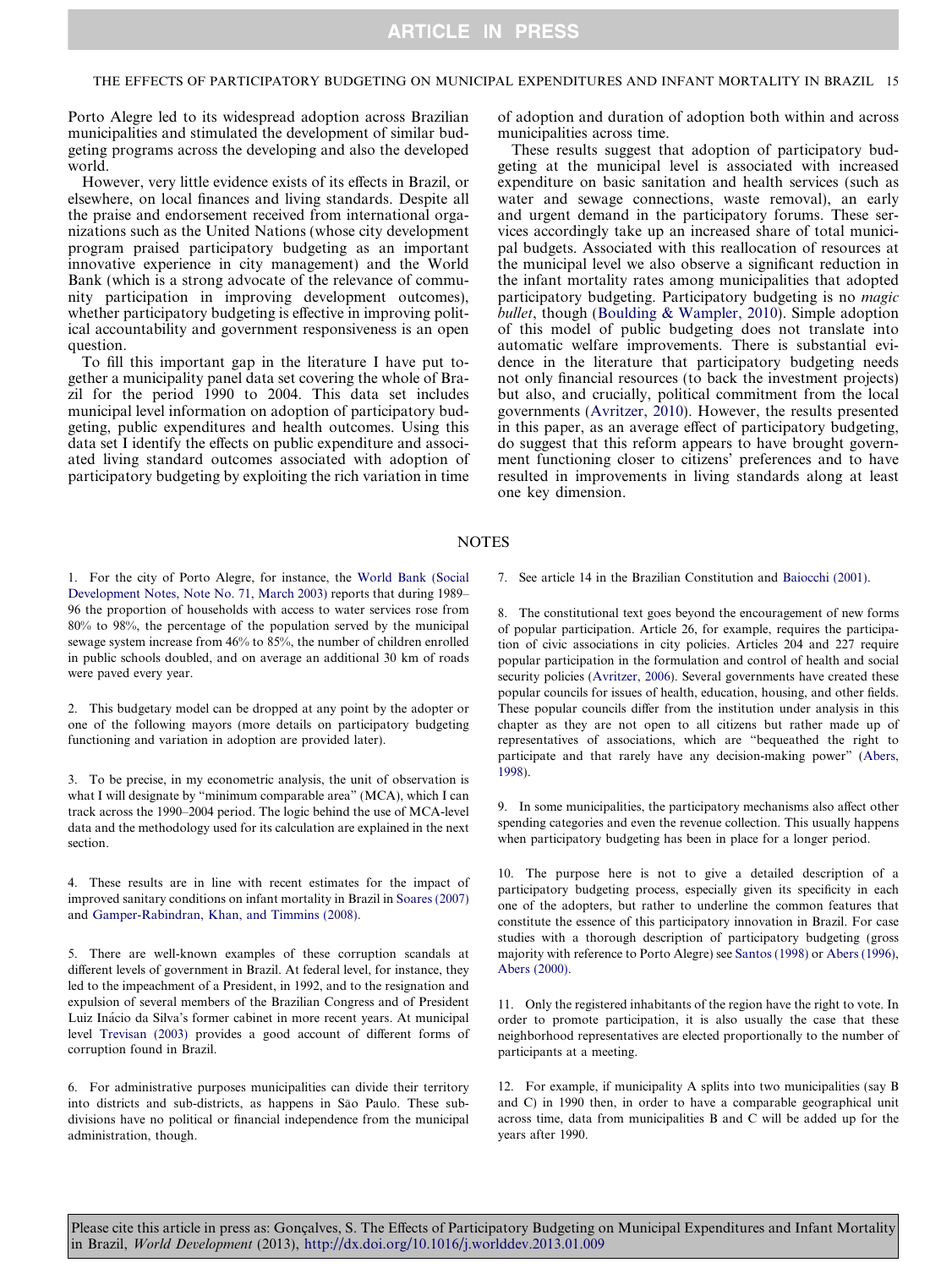Porto Alegre led to its widespread adoption across Brazilian municipalities and stimulated the development of similar budgeting programs across the developing and also the developed world.

However, very little evidence exists of its effects in Brazil, or elsewhere, on local finances and living standards. Despite all the praise and endorsement received from international organizations such as the United Nations (whose city development program praised participatory budgeting as an important innovative experience in city management) and the World Bank (which is a strong advocate of the relevance of community participation in improving development outcomes), whether participatory budgeting is effective in improving political accountability and government responsiveness is an open question.

To fill this important gap in the literature I have put together a municipality panel data set covering the whole of Brazil for the period 1990 to 2004. This data set includes municipal level information on adoption of participatory budgeting, public expenditures and health outcomes. Using this data set I identify the effects on public expenditure and associated living standard outcomes associated with adoption of participatory budgeting by exploiting the rich variation in time of adoption and duration of adoption both within and across municipalities across time.

These results suggest that adoption of participatory budgeting at the municipal level is associated with increased expenditure on basic sanitation and health services (such as water and sewage connections, waste removal), an early and urgent demand in the participatory forums. These services accordingly take up an increased share of total municipal budgets. Associated with this reallocation of resources at the municipal level we also observe a significant reduction in the infant mortality rates among municipalities that adopted participatory budgeting. Participatory budgeting is no *magic bullet*, though (Boulding & Wampler, 2010). Simple adoption of this model of public budgeting does not translate into automatic welfare improvements. There is substantial evidence in the literature that participatory budgeting needs not only financial resources (to back the investment projects) but also, and crucially, political commitment from the local governments (Avritzer, 2010). However, the results presented in this paper, as an average effect of participatory budgeting, do suggest that this reform appears to have brought government functioning closer to citizens' preferences and to have resulted in improvements in living standards along at least one key dimension.

## NOTES

1. For the city of Porto Alegre, for instance, the World Bank (Social Development Notes, Note No. 71, March 2003) reports that during 1989–96 the proportion of households with access to water services rose from 80% to 98%, the percentage of the population served by the municipal sewage system increase from 46% to 85%, the number of children enrolled in public schools doubled, and on average an additional 30 km of roads were paved every year.

2. This budgetary model can be dropped at any point by the adopter or one of the following mayors (more details on participatory budgeting functioning and variation in adoption are provided later).

3. To be precise, in my econometric analysis, the unit of observation is what I will designate by "minimum comparable area" (MCA), which I can track across the 1990–2004 period. The logic behind the use of MCA-level data and the methodology used for its calculation are explained in the next section.

4. These results are in line with recent estimates for the impact of improved sanitary conditions on infant mortality in Brazil in Soares (2007) and Gamper-Rabindran, Khan, and Timmins (2008).

5. There are well-known examples of these corruption scandals at different levels of government in Brazil. At federal level, for instance, they led to the impeachment of a President, in 1992, and to the resignation and expulsion of several members of the Brazilian Congress and of President Luiz Inácio da Silva's former cabinet in more recent years. At municipal level Trevisan (2003) provides a good account of different forms of corruption found in Brazil.

6. For administrative purposes municipalities can divide their territory into districts and sub-districts, as happens in São Paulo. These subdivisions have no political or financial independence from the municipal administration, though.

7. See article 14 in the Brazilian Constitution and Baiocchi (2001).

8. The constitutional text goes beyond the encouragement of new forms of popular participation. Article 26, for example, requires the participation of civic associations in city policies. Articles 204 and 227 require popular participation in the formulation and control of health and social security policies (Avritzer, 2006). Several governments have created these popular councils for issues of health, education, housing, and other fields. These popular councils differ from the institution under analysis in this chapter as they are not open to all citizens but rather made up of representatives of associations, which are "bequeathed the right to participate and that rarely have any decision-making power" (Abers, 1998).

9. In some municipalities, the participatory mechanisms also affect other spending categories and even the revenue collection. This usually happens when participatory budgeting has been in place for a longer period.

10. The purpose here is not to give a detailed description of a participatory budgeting process, especially given its specificity in each one of the adopters, but rather to underline the common features that constitute the essence of this participatory innovation in Brazil. For case studies with a thorough description of participatory budgeting (gross majority with reference to Porto Alegre) see Santos (1998) or Abers (1996), Abers (2000).

11. Only the registered inhabitants of the region have the right to vote. In order to promote participation, it is also usually the case that these neighborhood representatives are elected proportionally to the number of participants at a meeting.

12. For example, if municipality A splits into two municipalities (say B and C) in 1990 then, in order to have a comparable geographical unit across time, data from municipalities B and C will be added up for the years after 1990.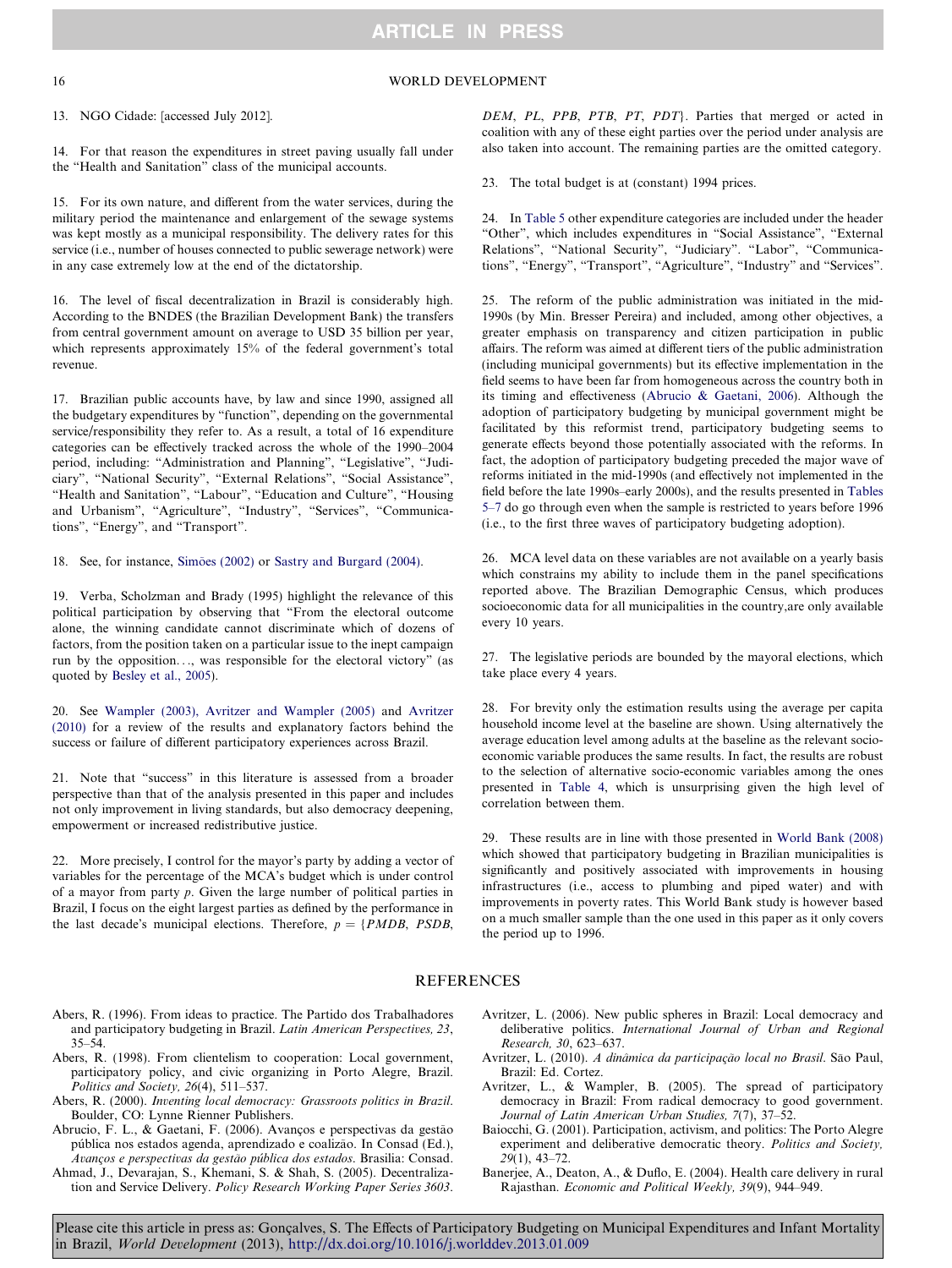13. NGO Cidade: [accessed July 2012].

14. For that reason the expenditures in street paving usually fall under the "Health and Sanitation" class of the municipal accounts.

15. For its own nature, and different from the water services, during the military period the maintenance and enlargement of the sewage systems was kept mostly as a municipal responsibility. The delivery rates for this service (i.e., number of houses connected to public sewerage network) were in any case extremely low at the end of the dictatorship.

16. The level of fiscal decentralization in Brazil is considerably high. According to the BNDES (the Brazilian Development Bank) the transfers from central government amount on average to USD 35 billion per year, which represents approximately 15% of the federal government's total revenue.

17. Brazilian public accounts have, by law and since 1990, assigned all the budgetary expenditures by "function", depending on the governmental service/responsibility they refer to. As a result, a total of 16 expenditure categories can be effectively tracked across the whole of the 1990–2004 period, including: "Administration and Planning", "Legislative", "Judiciary", "National Security", "External Relations", "Social Assistance", "Health and Sanitation", "Labour", "Education and Culture", "Housing and Urbanism", "Agriculture", "Industry", "Services", "Communications", "Energy", and "Transport".

18. See, for instance, Simões (2002) or Sastry and Burgard (2004).

19. Verba, Scholzman and Brady (1995) highlight the relevance of this political participation by observing that "From the electoral outcome alone, the winning candidate cannot discriminate which of dozens of factors, from the position taken on a particular issue to the inept campaign run by the opposition…, was responsible for the electoral victory" (as quoted by Besley et al., 2005).

20. See Wampler (2003), Avritzer and Wampler (2005) and Avritzer (2010) for a review of the results and explanatory factors behind the success or failure of different participatory experiences across Brazil.

21. Note that "success" in this literature is assessed from a broader perspective than that of the analysis presented in this paper and includes not only improvement in living standards, but also democracy deepening, empowerment or increased redistributive justice.

22. More precisely, I control for the mayor's party by adding a vector of variables for the percentage of the MCA's budget which is under control of a mayor from party $p$. Given the large number of political parties in Brazil, I focus on the eight largest parties as defined by the performance in the last decade's municipal elections. Therefore, $p = \{PMDB, PSDB, DEM, PL, PPB, PTB, PT, PDT\}$. Parties that merged or acted in coalition with any of these eight parties over the period under analysis are also taken into account. The remaining parties are the omitted category.

23. The total budget is at (constant) 1994 prices.

24. In Table 5 other expenditure categories are included under the header "Other", which includes expenditures in "Social Assistance", "External Relations", "National Security", "Judiciary". "Labor", "Communications", "Energy", "Transport", "Agriculture", "Industry" and "Services".

25. The reform of the public administration was initiated in the mid-1990s (by Min. Bresser Pereira) and included, among other objectives, a greater emphasis on transparency and citizen participation in public affairs. The reform was aimed at different tiers of the public administration (including municipal governments) but its effective implementation in the field seems to have been far from homogeneous across the country both in its timing and effectiveness (Abrucio & Gaetani, 2006). Although the adoption of participatory budgeting by municipal government might be facilitated by this reformist trend, participatory budgeting seems to generate effects beyond those potentially associated with the reforms. In fact, the adoption of participatory budgeting preceded the major wave of reforms initiated in the mid-1990s (and effectively not implemented in the field before the late 1990s–early 2000s), and the results presented in Tables 5–7 do go through even when the sample is restricted to years before 1996 (i.e., to the first three waves of participatory budgeting adoption).

26. MCA level data on these variables are not available on a yearly basis which constrains my ability to include them in the panel specifications reported above. The Brazilian Demographic Census, which produces socioeconomic data for all municipalities in the country,are only available every 10 years.

27. The legislative periods are bounded by the mayoral elections, which take place every 4 years.

28. For brevity only the estimation results using the average per capita household income level at the baseline are shown. Using alternatively the average education level among adults at the baseline as the relevant socio-economic variable produces the same results. In fact, the results are robust to the selection of alternative socio-economic variables among the ones presented in Table 4, which is unsurprising given the high level of correlation between them.

29. These results are in line with those presented in World Bank (2008) which showed that participatory budgeting in Brazilian municipalities is significantly and positively associated with improvements in housing infrastructures (i.e., access to plumbing and piped water) and with improvements in poverty rates. This World Bank study is however based on a much smaller sample than the one used in this paper as it only covers the period up to 1996.

## REFERENCES

Abers, R. (1996). From ideas to practice. The Partido dos Trabalhadores and participatory budgeting in Brazil. *Latin American Perspectives, 23*, 35–54.

Abers, R. (1998). From clientelism to cooperation: Local government, participatory policy, and civic organizing in Porto Alegre, Brazil. *Politics and Society, 26*(4), 511–537.

Abers, R. (2000). *Inventing local democracy: Grassroots politics in Brazil*. Boulder, CO: Lynne Rienner Publishers.

Abrucio, F. L., & Gaetani, F. (2006). Avanços e perspectivas da gestão pública nos estados agenda, aprendizado e coalizão. In Consad (Ed.), *Avanços e perspectivas da gestão pública dos estados*. Brasilia: Consad.

Ahmad, J., Devarajan, S., Khemani, S. & Shah, S. (2005). Decentralization and Service Delivery. *Policy Research Working Paper Series 3603*.

Avritzer, L. (2006). New public spheres in Brazil: Local democracy and deliberative politics. *International Journal of Urban and Regional Research, 30*, 623–637.

Avritzer, L. (2010). *A dinâmica da participação local no Brasil*. São Paul, Brazil: Ed. Cortez.

Avritzer, L., & Wampler, B. (2005). The spread of participatory democracy in Brazil: From radical democracy to good government. *Journal of Latin American Urban Studies, 7*(7), 37–52.

Baiocchi, G. (2001). Participation, activism, and politics: The Porto Alegre experiment and deliberative democratic theory. *Politics and Society, 29*(1), 43–72.

Banerjee, A., Deaton, A., & Duflo, E. (2004). Health care delivery in rural Rajasthan. *Economic and Political Weekly, 39*(9), 944–949.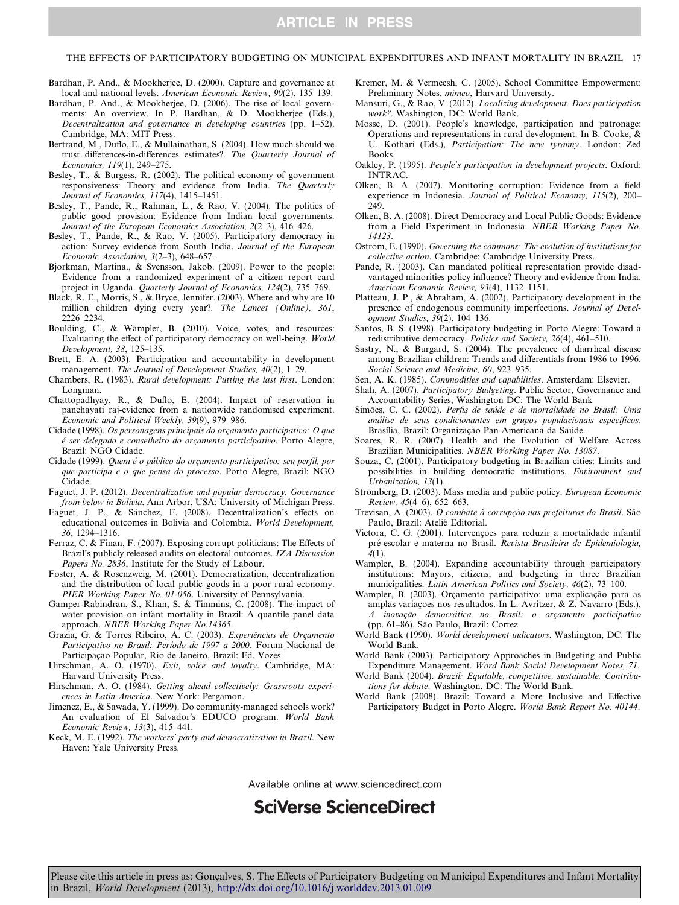Bardhan, P. And., & Mookherjee, D. (2000). Capture and governance at local and national levels. *American Economic Review, 90*(2), 135–139.

Bardhan, P. And., & Mookherjee, D. (2006). The rise of local governments: An overview. In P. Bardhan, & D. Mookherjee (Eds.), *Decentralization and governance in developing countries* (pp. 1–52). Cambridge, MA: MIT Press.

Bertrand, M., Duflo, E., & Mullainathan, S. (2004). How much should we trust differences-in-differences estimates?. *The Quarterly Journal of Economics, 119*(1), 249–275.

Besley, T., & Burgess, R. (2002). The political economy of government responsiveness: Theory and evidence from India. *The Quarterly Journal of Economics, 117*(4), 1415–1451.

Besley, T., Pande, R., Rahman, L., & Rao, V. (2004). The politics of public good provision: Evidence from Indian local governments. *Journal of the European Economics Association, 2*(2–3), 416–426.

Besley, T., Pande, R., & Rao, V. (2005). Participatory democracy in action: Survey evidence from South India. *Journal of the European Economic Association, 3*(2–3), 648–657.

Bjorkman, Martina., & Svensson, Jakob. (2009). Power to the people: Evidence from a randomized experiment of a citizen report card project in Uganda. *Quarterly Journal of Economics, 124*(2), 735–769.

Black, R. E., Morris, S., & Bryce, Jennifer. (2003). Where and why are 10 million children dying every year?. *The Lancet (Online), 361*, 2226–2234.

Boulding, C., & Wampler, B. (2010). Voice, votes, and resources: Evaluating the effect of participatory democracy on well-being. *World Development, 38*, 125–135.

Brett, E. A. (2003). Participation and accountability in development management. *The Journal of Development Studies, 40*(2), 1–29.

Chambers, R. (1983). *Rural development: Putting the last first*. London: Longman.

Chattopadhyay, R., & Duflo, E. (2004). Impact of reservation in panchayati raj-evidence from a nationwide randomised experiment. *Economic and Political Weekly, 39*(9), 979–986.

Cidade (1998). *Os personagens principais do orçamento participativo: O que é ser delegado e conselheiro do orçamento participativo*. Porto Alegre, Brazil: NGO Cidade.

Cidade (1999). *Quem é o público do orçamento participativo: seu perfil, por que participa e o que pensa do processo*. Porto Alegre, Brazil: NGO Cidade.

Faguet, J. P. (2012). *Decentralization and popular democracy. Governance from below in Bolivia*. Ann Arbor, USA: University of Michigan Press.

Faguet, J. P., & Sánchez, F. (2008). Decentralization's effects on educational outcomes in Bolivia and Colombia. *World Development, 36*, 1294–1316.

Ferraz, C. & Finan, F. (2007). Exposing corrupt politicians: The Effects of Brazil's publicly released audits on electoral outcomes. *IZA Discussion Papers No. 2836*, Institute for the Study of Labour.

Foster, A. & Rosenzweig, M. (2001). Democratization, decentralization and the distribution of local public goods in a poor rural economy. *PIER Working Paper No. 01-056*. University of Pennsylvania.

Gamper-Rabindran, S., Khan, S. & Timmins, C. (2008). The impact of water provision on infant mortality in Brazil: A quantile panel data approach. *NBER Working Paper No.14365*.

Grazia, G. & Torres Ribeiro, A. C. (2003). *Experiências de Orçamento Participativo no Brasil: Período de 1997 a 2000*. Forum Nacional de Participaçao Popular, Rio de Janeiro, Brazil: Ed. Vozes

Hirschman, A. O. (1970). *Exit, voice and loyalty*. Cambridge, MA: Harvard University Press.

Hirschman, A. O. (1984). *Getting ahead collectively: Grassroots experiences in Latin America*. New York: Pergamon.

Jimenez, E., & Sawada, Y. (1999). Do community-managed schools work? An evaluation of El Salvador's EDUCO program. *World Bank Economic Review, 13*(3), 415–441.

Keck, M. E. (1992). *The workers' party and democratization in Brazil*. New Haven: Yale University Press.

Kremer, M. & Vermeesh, C. (2005). School Committee Empowerment: Preliminary Notes. *mimeo*, Harvard University.

Mansuri, G., & Rao, V. (2012). *Localizing development. Does participation work?*. Washington, DC: World Bank.

Mosse, D. (2001). People's knowledge, participation and patronage: Operations and representations in rural development. In B. Cooke, & U. Kothari (Eds.), *Participation: The new tyranny*. London: Zed Books.

Oakley, P. (1995). *People's participation in development projects*. Oxford: INTRAC.

Olken, B. A. (2007). Monitoring corruption: Evidence from a field experience in Indonesia. *Journal of Political Economy, 115*(2), 200–249.

Olken, B. A. (2008). Direct Democracy and Local Public Goods: Evidence from a Field Experiment in Indonesia. *NBER Working Paper No. 14123*.

Ostrom, E. (1990). *Governing the commons: The evolution of institutions for collective action*. Cambridge: Cambridge University Press.

Pande, R. (2003). Can mandated political representation provide disadvantaged minorities policy influence? Theory and evidence from India. *American Economic Review, 93*(4), 1132–1151.

Platteau, J. P., & Abraham, A. (2002). Participatory development in the presence of endogenous community imperfections. *Journal of Development Studies, 39*(2), 104–136.

Santos, B. S. (1998). Participatory budgeting in Porto Alegre: Toward a redistributive democracy. *Politics and Society, 26*(4), 461–510.

Sastry, N., & Burgard, S. (2004). The prevalence of diarrheal disease among Brazilian children: Trends and differentials from 1986 to 1996. *Social Science and Medicine, 60*, 923–935.

Sen, A. K. (1985). *Commodities and capabilities*. Amsterdam: Elsevier.

Shah, A. (2007). *Participatory Budgeting*. Public Sector, Governance and Accountability Series, Washington DC: The World Bank

Simões, C. C. (2002). *Perfis de saúde e de mortalidade no Brasil: Uma análise de seus condicionantes em grupos populacionais específicos*. Brasília, Brazil: Organização Pan-Americana da Saúde.

Soares, R. R. (2007). Health and the Evolution of Welfare Across Brazilian Municipalities. *NBER Working Paper No. 13087*.

Souza, C. (2001). Participatory budgeting in Brazilian cities: Limits and possibilities in building democratic institutions. *Environment and Urbanization, 13*(1).

Strömberg, D. (2003). Mass media and public policy. *European Economic Review, 45*(4–6), 652–663.

Trevisan, A. (2003). *O combate à corrupção nas prefeituras do Brasil*. São Paulo, Brazil: Ateliê Editorial.

Victora, C. G. (2001). Intervenções para reduzir a mortalidade infantil pré-escolar e materna no Brasil. *Revista Brasileira de Epidemiologia, 4*(1).

Wampler, B. (2004). Expanding accountability through participatory institutions: Mayors, citizens, and budgeting in three Brazilian municipalities. *Latin American Politics and Society, 46*(2), 73–100.

Wampler, B. (2003). Orçamento participativo: uma explicação para as amplas variações nos resultados. In L. Avritzer, & Z. Navarro (Eds.), *A inovação democrática no Brasil: o orçamento participativo* (pp. 61–86). São Paulo, Brazil: Cortez.

World Bank (1990). *World development indicators*. Washington, DC: The World Bank.

World Bank (2003). Participatory Approaches in Budgeting and Public Expenditure Management. *Word Bank Social Development Notes, 71*.

World Bank (2004). *Brazil: Equitable, competitive, sustainable. Contributions for debate*. Washington, DC: The World Bank.

World Bank (2008). Brazil: Toward a More Inclusive and Effective Participatory Budget in Porto Alegre. *World Bank Report No. 40144*.